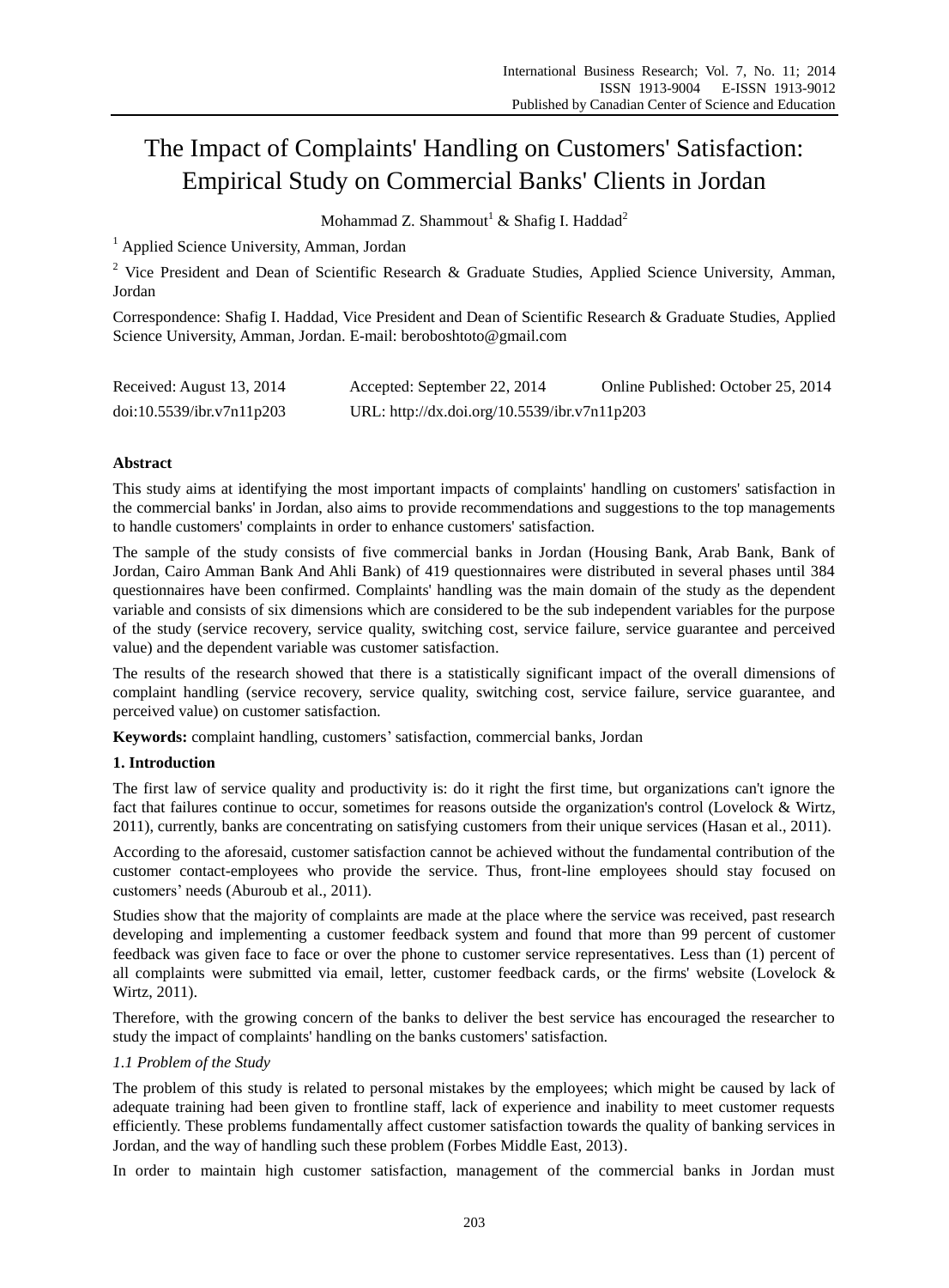# The Impact of Complaints' Handling on Customers' Satisfaction: Empirical Study on Commercial Banks' Clients in Jordan

Mohammad Z. Shammout[1] & Shafig I. Haddad[2]

[1] Applied Science University, Amman, Jordan

[2] Vice President and Dean of Scientific Research & Graduate Studies, Applied Science University, Amman, Jordan

Correspondence: Shafig I. Haddad, Vice President and Dean of Scientific Research & Graduate Studies, Applied Science University, Amman, Jordan. E-mail: beroboshtoto@gmail.com

Received: August 13, 2014  Accepted: September 22, 2014  Online Published: October 25, 2014

doi:10.5539/ibr.v7n11p203  URL: http://dx.doi.org/10.5539/ibr.v7n11p203

**Abstract**

This study aims at identifying the most important impacts of complaints' handling on customers' satisfaction in the commercial banks' in Jordan, also aims to provide recommendations and suggestions to the top managements to handle customers' complaints in order to enhance customers' satisfaction.

The sample of the study consists of five commercial banks in Jordan (Housing Bank, Arab Bank, Bank of Jordan, Cairo Amman Bank And Ahli Bank) of 419 questionnaires were distributed in several phases until 384 questionnaires have been confirmed. Complaints' handling was the main domain of the study as the dependent variable and consists of six dimensions which are considered to be the sub independent variables for the purpose of the study (service recovery, service quality, switching cost, service failure, service guarantee and perceived value) and the dependent variable was customer satisfaction.

The results of the research showed that there is a statistically significant impact of the overall dimensions of complaint handling (service recovery, service quality, switching cost, service failure, service guarantee, and perceived value) on customer satisfaction.

**Keywords:** complaint handling, customers' satisfaction, commercial banks, Jordan

## 1. Introduction

The first law of service quality and productivity is: do it right the first time, but organizations can't ignore the fact that failures continue to occur, sometimes for reasons outside the organization's control (Lovelock & Wirtz, 2011), currently, banks are concentrating on satisfying customers from their unique services (Hasan et al., 2011).

According to the aforesaid, customer satisfaction cannot be achieved without the fundamental contribution of the customer contact-employees who provide the service. Thus, front-line employees should stay focused on customers' needs (Aburoub et al., 2011).

Studies show that the majority of complaints are made at the place where the service was received, past research developing and implementing a customer feedback system and found that more than 99 percent of customer feedback was given face to face or over the phone to customer service representatives. Less than (1) percent of all complaints were submitted via email, letter, customer feedback cards, or the firms' website (Lovelock & Wirtz, 2011).

Therefore, with the growing concern of the banks to deliver the best service has encouraged the researcher to study the impact of complaints' handling on the banks customers' satisfaction.

### *1.1 Problem of the Study*

The problem of this study is related to personal mistakes by the employees; which might be caused by lack of adequate training had been given to frontline staff, lack of experience and inability to meet customer requests efficiently. These problems fundamentally affect customer satisfaction towards the quality of banking services in Jordan, and the way of handling such these problem (Forbes Middle East, 2013).

In order to maintain high customer satisfaction, management of the commercial banks in Jordan must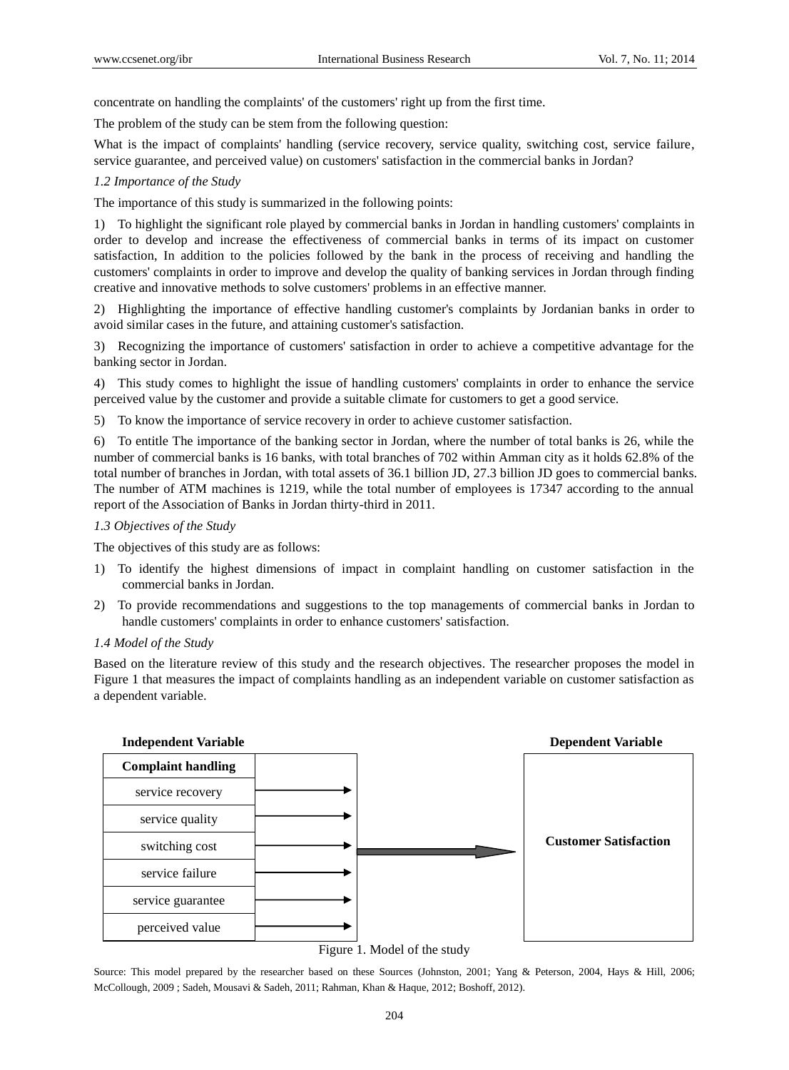concentrate on handling the complaints' of the customers' right up from the first time.

The problem of the study can be stem from the following question:

What is the impact of complaints' handling (service recovery, service quality, switching cost, service failure, service guarantee, and perceived value) on customers' satisfaction in the commercial banks in Jordan?

### *1.2 Importance of the Study*

The importance of this study is summarized in the following points:

1) To highlight the significant role played by commercial banks in Jordan in handling customers' complaints in order to develop and increase the effectiveness of commercial banks in terms of its impact on customer satisfaction, In addition to the policies followed by the bank in the process of receiving and handling the customers' complaints in order to improve and develop the quality of banking services in Jordan through finding creative and innovative methods to solve customers' problems in an effective manner.

2) Highlighting the importance of effective handling customer's complaints by Jordanian banks in order to avoid similar cases in the future, and attaining customer's satisfaction.

3) Recognizing the importance of customers' satisfaction in order to achieve a competitive advantage for the banking sector in Jordan.

4) This study comes to highlight the issue of handling customers' complaints in order to enhance the service perceived value by the customer and provide a suitable climate for customers to get a good service.

5) To know the importance of service recovery in order to achieve customer satisfaction.

6) To entitle The importance of the banking sector in Jordan, where the number of total banks is 26, while the number of commercial banks is 16 banks, with total branches of 702 within Amman city as it holds 62.8% of the total number of branches in Jordan, with total assets of 36.1 billion JD, 27.3 billion JD goes to commercial banks. The number of ATM machines is 1219, while the total number of employees is 17347 according to the annual report of the Association of Banks in Jordan thirty-third in 2011.

### *1.3 Objectives of the Study*

The objectives of this study are as follows:

1) To identify the highest dimensions of impact in complaint handling on customer satisfaction in the commercial banks in Jordan.

2) To provide recommendations and suggestions to the top managements of commercial banks in Jordan to handle customers' complaints in order to enhance customers' satisfaction.

### *1.4 Model of the Study*

Based on the literature review of this study and the research objectives. The researcher proposes the model in Figure 1 that measures the impact of complaints handling as an independent variable on customer satisfaction as a dependent variable.

| Independent Variable | | Dependent Variable |
|---|---|---|
| **Complaint handling** | | |
| service recovery | → | |
| service quality | → | |
| switching cost | → | **Customer Satisfaction** |
| service failure | → | |
| service guarantee | → | |
| perceived value | → | |

Figure 1. Model of the study

Source: This model prepared by the researcher based on these Sources (Johnston, 2001; Yang & Peterson, 2004, Hays & Hill, 2006; McCollough, 2009 ; Sadeh, Mousavi & Sadeh, 2011; Rahman, Khan & Haque, 2012; Boshoff, 2012).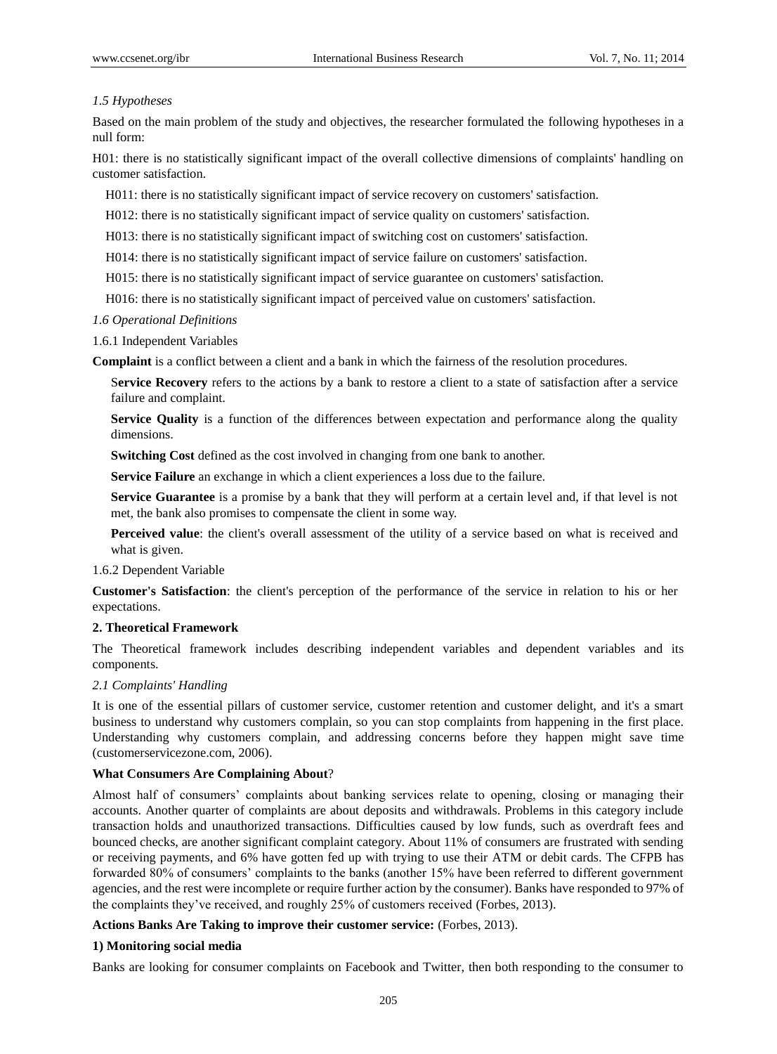### *1.5 Hypotheses*

Based on the main problem of the study and objectives, the researcher formulated the following hypotheses in a null form:

H01: there is no statistically significant impact of the overall collective dimensions of complaints' handling on customer satisfaction.

H011: there is no statistically significant impact of service recovery on customers' satisfaction.

H012: there is no statistically significant impact of service quality on customers' satisfaction.

H013: there is no statistically significant impact of switching cost on customers' satisfaction.

H014: there is no statistically significant impact of service failure on customers' satisfaction.

H015: there is no statistically significant impact of service guarantee on customers' satisfaction.

H016: there is no statistically significant impact of perceived value on customers' satisfaction.

### *1.6 Operational Definitions*

#### 1.6.1 Independent Variables

**Complaint** is a conflict between a client and a bank in which the fairness of the resolution procedures.

**Service Recovery** refers to the actions by a bank to restore a client to a state of satisfaction after a service failure and complaint.

**Service Quality** is a function of the differences between expectation and performance along the quality dimensions.

**Switching Cost** defined as the cost involved in changing from one bank to another.

**Service Failure** an exchange in which a client experiences a loss due to the failure.

**Service Guarantee** is a promise by a bank that they will perform at a certain level and, if that level is not met, the bank also promises to compensate the client in some way.

**Perceived value**: the client's overall assessment of the utility of a service based on what is received and what is given.

#### 1.6.2 Dependent Variable

**Customer's Satisfaction**: the client's perception of the performance of the service in relation to his or her expectations.

## 2. Theoretical Framework

The Theoretical framework includes describing independent variables and dependent variables and its components.

### *2.1 Complaints' Handling*

It is one of the essential pillars of customer service, customer retention and customer delight, and it's a smart business to understand why customers complain, so you can stop complaints from happening in the first place. Understanding why customers complain, and addressing concerns before they happen might save time (customerservicezone.com, 2006).

**What Consumers Are Complaining About**?

Almost half of consumers' complaints about banking services relate to opening, closing or managing their accounts. Another quarter of complaints are about deposits and withdrawals. Problems in this category include transaction holds and unauthorized transactions. Difficulties caused by low funds, such as overdraft fees and bounced checks, are another significant complaint category. About 11% of consumers are frustrated with sending or receiving payments, and 6% have gotten fed up with trying to use their ATM or debit cards. The CFPB has forwarded 80% of consumers' complaints to the banks (another 15% have been referred to different government agencies, and the rest were incomplete or require further action by the consumer). Banks have responded to 97% of the complaints they've received, and roughly 25% of customers received (Forbes, 2013).

**Actions Banks Are Taking to improve their customer service:** (Forbes, 2013).

**1) Monitoring social media**

Banks are looking for consumer complaints on Facebook and Twitter, then both responding to the consumer to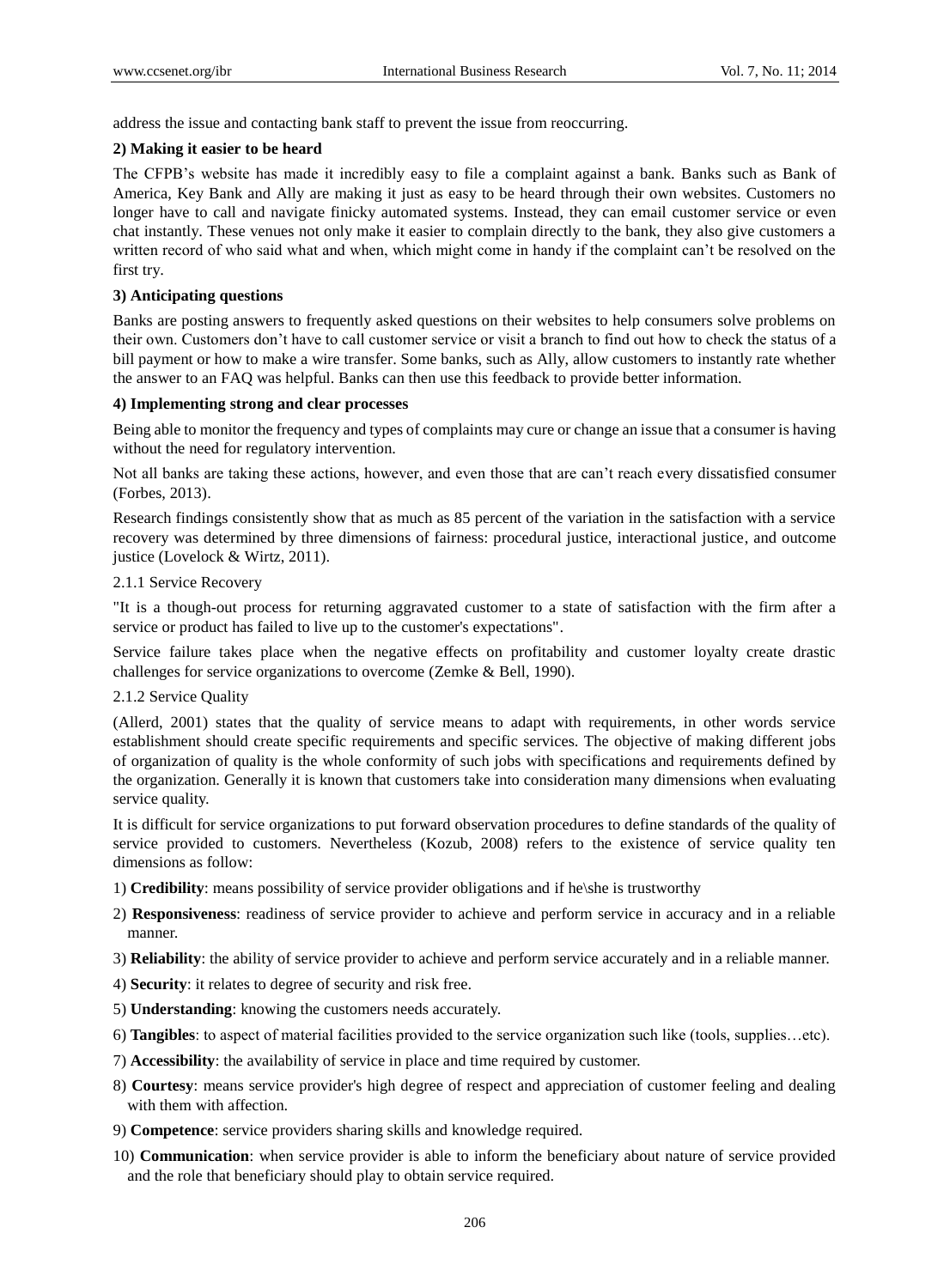address the issue and contacting bank staff to prevent the issue from reoccurring.

**2) Making it easier to be heard**

The CFPB's website has made it incredibly easy to file a complaint against a bank. Banks such as Bank of America, Key Bank and Ally are making it just as easy to be heard through their own websites. Customers no longer have to call and navigate finicky automated systems. Instead, they can email customer service or even chat instantly. These venues not only make it easier to complain directly to the bank, they also give customers a written record of who said what and when, which might come in handy if the complaint can't be resolved on the first try.

**3) Anticipating questions**

Banks are posting answers to frequently asked questions on their websites to help consumers solve problems on their own. Customers don't have to call customer service or visit a branch to find out how to check the status of a bill payment or how to make a wire transfer. Some banks, such as Ally, allow customers to instantly rate whether the answer to an FAQ was helpful. Banks can then use this feedback to provide better information.

**4) Implementing strong and clear processes**

Being able to monitor the frequency and types of complaints may cure or change an issue that a consumer is having without the need for regulatory intervention.

Not all banks are taking these actions, however, and even those that are can't reach every dissatisfied consumer (Forbes, 2013).

Research findings consistently show that as much as 85 percent of the variation in the satisfaction with a service recovery was determined by three dimensions of fairness: procedural justice, interactional justice, and outcome justice (Lovelock & Wirtz, 2011).

### 2.1.1 Service Recovery

"It is a though-out process for returning aggravated customer to a state of satisfaction with the firm after a service or product has failed to live up to the customer's expectations".

Service failure takes place when the negative effects on profitability and customer loyalty create drastic challenges for service organizations to overcome (Zemke & Bell, 1990).

### 2.1.2 Service Quality

(Allerd, 2001) states that the quality of service means to adapt with requirements, in other words service establishment should create specific requirements and specific services. The objective of making different jobs of organization of quality is the whole conformity of such jobs with specifications and requirements defined by the organization. Generally it is known that customers take into consideration many dimensions when evaluating service quality.

It is difficult for service organizations to put forward observation procedures to define standards of the quality of service provided to customers. Nevertheless (Kozub, 2008) refers to the existence of service quality ten dimensions as follow:

1) **Credibility**: means possibility of service provider obligations and if he\she is trustworthy

2) **Responsiveness**: readiness of service provider to achieve and perform service in accuracy and in a reliable manner.

3) **Reliability**: the ability of service provider to achieve and perform service accurately and in a reliable manner.

4) **Security**: it relates to degree of security and risk free.

5) **Understanding**: knowing the customers needs accurately.

6) **Tangibles**: to aspect of material facilities provided to the service organization such like (tools, supplies…etc).

7) **Accessibility**: the availability of service in place and time required by customer.

8) **Courtesy**: means service provider's high degree of respect and appreciation of customer feeling and dealing with them with affection.

9) **Competence**: service providers sharing skills and knowledge required.

10) **Communication**: when service provider is able to inform the beneficiary about nature of service provided and the role that beneficiary should play to obtain service required.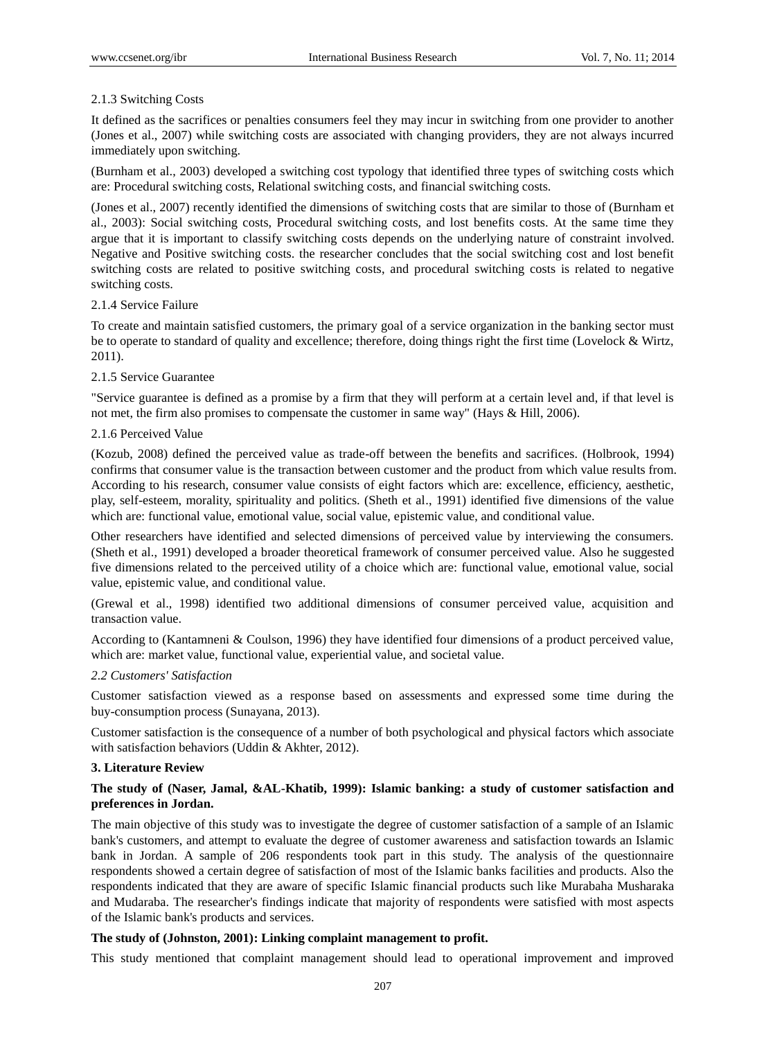#### 2.1.3 Switching Costs

It defined as the sacrifices or penalties consumers feel they may incur in switching from one provider to another (Jones et al., 2007) while switching costs are associated with changing providers, they are not always incurred immediately upon switching.

(Burnham et al., 2003) developed a switching cost typology that identified three types of switching costs which are: Procedural switching costs, Relational switching costs, and financial switching costs.

(Jones et al., 2007) recently identified the dimensions of switching costs that are similar to those of (Burnham et al., 2003): Social switching costs, Procedural switching costs, and lost benefits costs. At the same time they argue that it is important to classify switching costs depends on the underlying nature of constraint involved. Negative and Positive switching costs. the researcher concludes that the social switching cost and lost benefit switching costs are related to positive switching costs, and procedural switching costs is related to negative switching costs.

#### 2.1.4 Service Failure

To create and maintain satisfied customers, the primary goal of a service organization in the banking sector must be to operate to standard of quality and excellence; therefore, doing things right the first time (Lovelock & Wirtz, 2011).

#### 2.1.5 Service Guarantee

"Service guarantee is defined as a promise by a firm that they will perform at a certain level and, if that level is not met, the firm also promises to compensate the customer in same way" (Hays & Hill, 2006).

#### 2.1.6 Perceived Value

(Kozub, 2008) defined the perceived value as trade-off between the benefits and sacrifices. (Holbrook, 1994) confirms that consumer value is the transaction between customer and the product from which value results from. According to his research, consumer value consists of eight factors which are: excellence, efficiency, aesthetic, play, self-esteem, morality, spirituality and politics. (Sheth et al., 1991) identified five dimensions of the value which are: functional value, emotional value, social value, epistemic value, and conditional value.

Other researchers have identified and selected dimensions of perceived value by interviewing the consumers. (Sheth et al., 1991) developed a broader theoretical framework of consumer perceived value. Also he suggested five dimensions related to the perceived utility of a choice which are: functional value, emotional value, social value, epistemic value, and conditional value.

(Grewal et al., 1998) identified two additional dimensions of consumer perceived value, acquisition and transaction value.

According to (Kantamneni & Coulson, 1996) they have identified four dimensions of a product perceived value, which are: market value, functional value, experiential value, and societal value.

### *2.2 Customers' Satisfaction*

Customer satisfaction viewed as a response based on assessments and expressed some time during the buy-consumption process (Sunayana, 2013).

Customer satisfaction is the consequence of a number of both psychological and physical factors which associate with satisfaction behaviors (Uddin & Akhter, 2012).

## 3. Literature Review

**The study of (Naser, Jamal, &AL-Khatib, 1999): Islamic banking: a study of customer satisfaction and preferences in Jordan.**

The main objective of this study was to investigate the degree of customer satisfaction of a sample of an Islamic bank's customers, and attempt to evaluate the degree of customer awareness and satisfaction towards an Islamic bank in Jordan. A sample of 206 respondents took part in this study. The analysis of the questionnaire respondents showed a certain degree of satisfaction of most of the Islamic banks facilities and products. Also the respondents indicated that they are aware of specific Islamic financial products such like Murabaha Musharaka and Mudaraba. The researcher's findings indicate that majority of respondents were satisfied with most aspects of the Islamic bank's products and services.

**The study of (Johnston, 2001): Linking complaint management to profit.**

This study mentioned that complaint management should lead to operational improvement and improved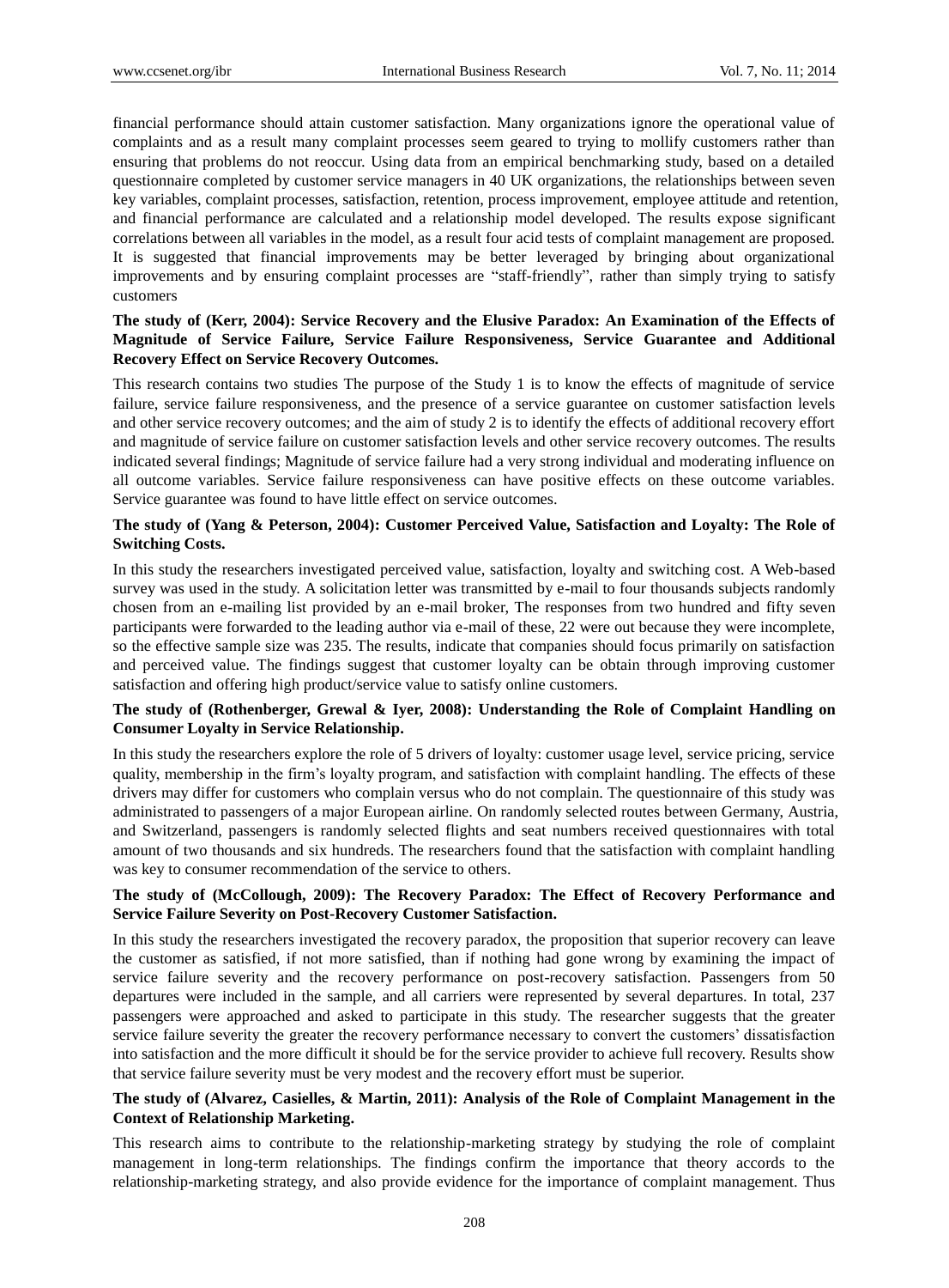financial performance should attain customer satisfaction. Many organizations ignore the operational value of complaints and as a result many complaint processes seem geared to trying to mollify customers rather than ensuring that problems do not reoccur. Using data from an empirical benchmarking study, based on a detailed questionnaire completed by customer service managers in 40 UK organizations, the relationships between seven key variables, complaint processes, satisfaction, retention, process improvement, employee attitude and retention, and financial performance are calculated and a relationship model developed. The results expose significant correlations between all variables in the model, as a result four acid tests of complaint management are proposed. It is suggested that financial improvements may be better leveraged by bringing about organizational improvements and by ensuring complaint processes are "staff-friendly", rather than simply trying to satisfy customers

**The study of (Kerr, 2004): Service Recovery and the Elusive Paradox: An Examination of the Effects of Magnitude of Service Failure, Service Failure Responsiveness, Service Guarantee and Additional Recovery Effect on Service Recovery Outcomes.**

This research contains two studies The purpose of the Study 1 is to know the effects of magnitude of service failure, service failure responsiveness, and the presence of a service guarantee on customer satisfaction levels and other service recovery outcomes; and the aim of study 2 is to identify the effects of additional recovery effort and magnitude of service failure on customer satisfaction levels and other service recovery outcomes. The results indicated several findings; Magnitude of service failure had a very strong individual and moderating influence on all outcome variables. Service failure responsiveness can have positive effects on these outcome variables. Service guarantee was found to have little effect on service outcomes.

**The study of (Yang & Peterson, 2004): Customer Perceived Value, Satisfaction and Loyalty: The Role of Switching Costs.**

In this study the researchers investigated perceived value, satisfaction, loyalty and switching cost. A Web-based survey was used in the study. A solicitation letter was transmitted by e-mail to four thousands subjects randomly chosen from an e-mailing list provided by an e-mail broker, The responses from two hundred and fifty seven participants were forwarded to the leading author via e-mail of these, 22 were out because they were incomplete, so the effective sample size was 235. The results, indicate that companies should focus primarily on satisfaction and perceived value. The findings suggest that customer loyalty can be obtain through improving customer satisfaction and offering high product/service value to satisfy online customers.

**The study of (Rothenberger, Grewal & Iyer, 2008): Understanding the Role of Complaint Handling on Consumer Loyalty in Service Relationship.**

In this study the researchers explore the role of 5 drivers of loyalty: customer usage level, service pricing, service quality, membership in the firm's loyalty program, and satisfaction with complaint handling. The effects of these drivers may differ for customers who complain versus who do not complain. The questionnaire of this study was administrated to passengers of a major European airline. On randomly selected routes between Germany, Austria, and Switzerland, passengers is randomly selected flights and seat numbers received questionnaires with total amount of two thousands and six hundreds. The researchers found that the satisfaction with complaint handling was key to consumer recommendation of the service to others.

**The study of (McCollough, 2009): The Recovery Paradox: The Effect of Recovery Performance and Service Failure Severity on Post-Recovery Customer Satisfaction.**

In this study the researchers investigated the recovery paradox, the proposition that superior recovery can leave the customer as satisfied, if not more satisfied, than if nothing had gone wrong by examining the impact of service failure severity and the recovery performance on post-recovery satisfaction. Passengers from 50 departures were included in the sample, and all carriers were represented by several departures. In total, 237 passengers were approached and asked to participate in this study. The researcher suggests that the greater service failure severity the greater the recovery performance necessary to convert the customers' dissatisfaction into satisfaction and the more difficult it should be for the service provider to achieve full recovery. Results show that service failure severity must be very modest and the recovery effort must be superior.

**The study of (Alvarez, Casielles, & Martin, 2011): Analysis of the Role of Complaint Management in the Context of Relationship Marketing.**

This research aims to contribute to the relationship-marketing strategy by studying the role of complaint management in long-term relationships. The findings confirm the importance that theory accords to the relationship-marketing strategy, and also provide evidence for the importance of complaint management. Thus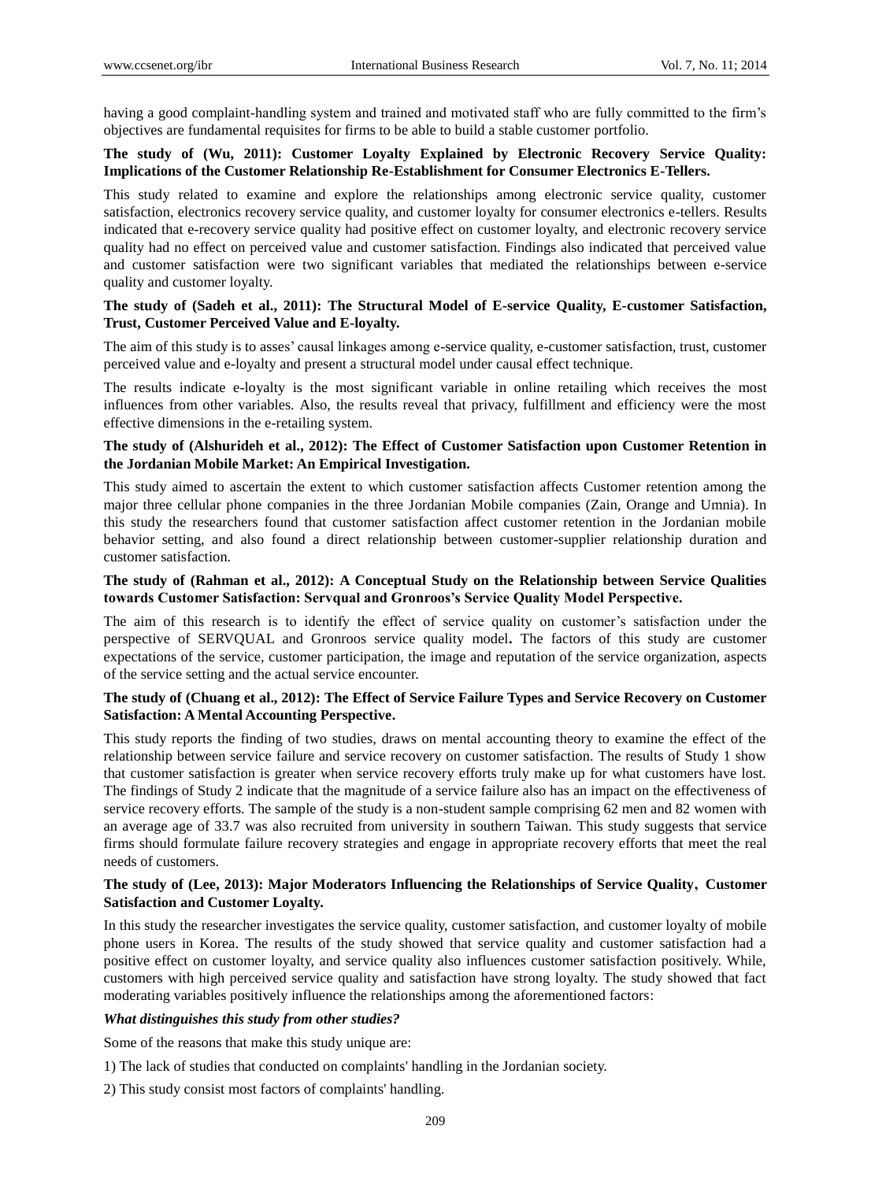having a good complaint-handling system and trained and motivated staff who are fully committed to the firm's objectives are fundamental requisites for firms to be able to build a stable customer portfolio.

**The study of (Wu, 2011): Customer Loyalty Explained by Electronic Recovery Service Quality: Implications of the Customer Relationship Re-Establishment for Consumer Electronics E-Tellers.**

This study related to examine and explore the relationships among electronic service quality, customer satisfaction, electronics recovery service quality, and customer loyalty for consumer electronics e-tellers. Results indicated that e-recovery service quality had positive effect on customer loyalty, and electronic recovery service quality had no effect on perceived value and customer satisfaction. Findings also indicated that perceived value and customer satisfaction were two significant variables that mediated the relationships between e-service quality and customer loyalty.

**The study of (Sadeh et al., 2011): The Structural Model of E-service Quality, E-customer Satisfaction, Trust, Customer Perceived Value and E-loyalty.**

The aim of this study is to asses' causal linkages among e-service quality, e-customer satisfaction, trust, customer perceived value and e-loyalty and present a structural model under causal effect technique.

The results indicate e-loyalty is the most significant variable in online retailing which receives the most influences from other variables. Also, the results reveal that privacy, fulfillment and efficiency were the most effective dimensions in the e-retailing system.

**The study of (Alshurideh et al., 2012): The Effect of Customer Satisfaction upon Customer Retention in the Jordanian Mobile Market: An Empirical Investigation.**

This study aimed to ascertain the extent to which customer satisfaction affects Customer retention among the major three cellular phone companies in the three Jordanian Mobile companies (Zain, Orange and Umnia). In this study the researchers found that customer satisfaction affect customer retention in the Jordanian mobile behavior setting, and also found a direct relationship between customer-supplier relationship duration and customer satisfaction.

**The study of (Rahman et al., 2012): A Conceptual Study on the Relationship between Service Qualities towards Customer Satisfaction: Servqual and Gronroos's Service Quality Model Perspective.**

The aim of this research is to identify the effect of service quality on customer's satisfaction under the perspective of SERVQUAL and Gronroos service quality model**.** The factors of this study are customer expectations of the service, customer participation, the image and reputation of the service organization, aspects of the service setting and the actual service encounter.

**The study of (Chuang et al., 2012): The Effect of Service Failure Types and Service Recovery on Customer Satisfaction: A Mental Accounting Perspective.**

This study reports the finding of two studies, draws on mental accounting theory to examine the effect of the relationship between service failure and service recovery on customer satisfaction. The results of Study 1 show that customer satisfaction is greater when service recovery efforts truly make up for what customers have lost. The findings of Study 2 indicate that the magnitude of a service failure also has an impact on the effectiveness of service recovery efforts. The sample of the study is a non-student sample comprising 62 men and 82 women with an average age of 33.7 was also recruited from university in southern Taiwan. This study suggests that service firms should formulate failure recovery strategies and engage in appropriate recovery efforts that meet the real needs of customers.

**The study of (Lee, 2013): Major Moderators Influencing the Relationships of Service Quality, Customer Satisfaction and Customer Loyalty.**

In this study the researcher investigates the service quality, customer satisfaction, and customer loyalty of mobile phone users in Korea. The results of the study showed that service quality and customer satisfaction had a positive effect on customer loyalty, and service quality also influences customer satisfaction positively. While, customers with high perceived service quality and satisfaction have strong loyalty. The study showed that fact moderating variables positively influence the relationships among the aforementioned factors:

***What distinguishes this study from other studies?***

Some of the reasons that make this study unique are:

1) The lack of studies that conducted on complaints' handling in the Jordanian society.

2) This study consist most factors of complaints' handling.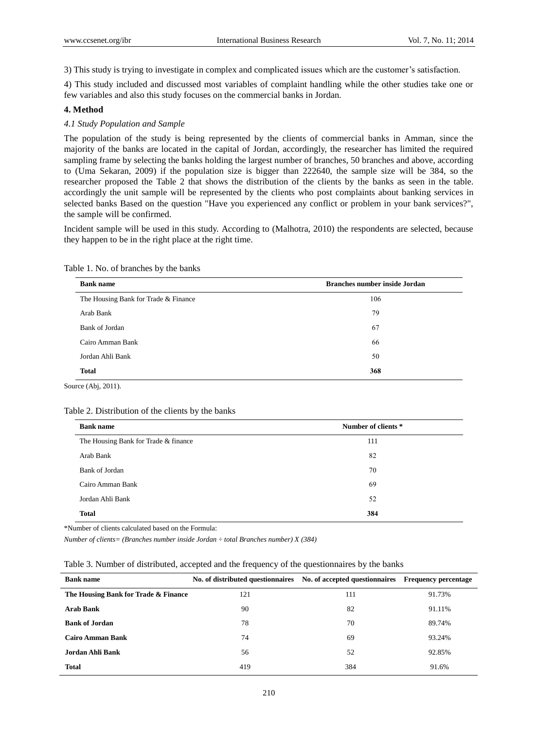3) This study is trying to investigate in complex and complicated issues which are the customer's satisfaction.

4) This study included and discussed most variables of complaint handling while the other studies take one or few variables and also this study focuses on the commercial banks in Jordan.

## 4. Method

### *4.1 Study Population and Sample*

The population of the study is being represented by the clients of commercial banks in Amman, since the majority of the banks are located in the capital of Jordan, accordingly, the researcher has limited the required sampling frame by selecting the banks holding the largest number of branches, 50 branches and above, according to (Uma Sekaran, 2009) if the population size is bigger than 222640, the sample size will be 384, so the researcher proposed the Table 2 that shows the distribution of the clients by the banks as seen in the table. accordingly the unit sample will be represented by the clients who post complaints about banking services in selected banks Based on the question "Have you experienced any conflict or problem in your bank services?", the sample will be confirmed.

Incident sample will be used in this study. According to (Malhotra, 2010) the respondents are selected, because they happen to be in the right place at the right time.

Table 1. No. of branches by the banks

| Bank name | Branches number inside Jordan |
|---|---|
| The Housing Bank for Trade & Finance | 106 |
| Arab Bank | 79 |
| Bank of Jordan | 67 |
| Cairo Amman Bank | 66 |
| Jordan Ahli Bank | 50 |
| **Total** | **368** |

Source (Abj, 2011).

Table 2. Distribution of the clients by the banks

| Bank name | Number of clients * |
|---|---|
| The Housing Bank for Trade & finance | 111 |
| Arab Bank | 82 |
| Bank of Jordan | 70 |
| Cairo Amman Bank | 69 |
| Jordan Ahli Bank | 52 |
| **Total** | **384** |

*Number of clients calculated based on the Formula:

*Number of clients= (Branches number inside Jordan ÷ total Branches number) X (384)*

Table 3. Number of distributed, accepted and the frequency of the questionnaires by the banks

| Bank name | No. of distributed questionnaires | No. of accepted questionnaires | Frequency percentage |
|---|---|---|---|
| **The Housing Bank for Trade & Finance** | 121 | 111 | 91.73% |
| **Arab Bank** | 90 | 82 | 91.11% |
| **Bank of Jordan** | 78 | 70 | 89.74% |
| **Cairo Amman Bank** | 74 | 69 | 93.24% |
| **Jordan Ahli Bank** | 56 | 52 | 92.85% |
| **Total** | 419 | 384 | 91.6% |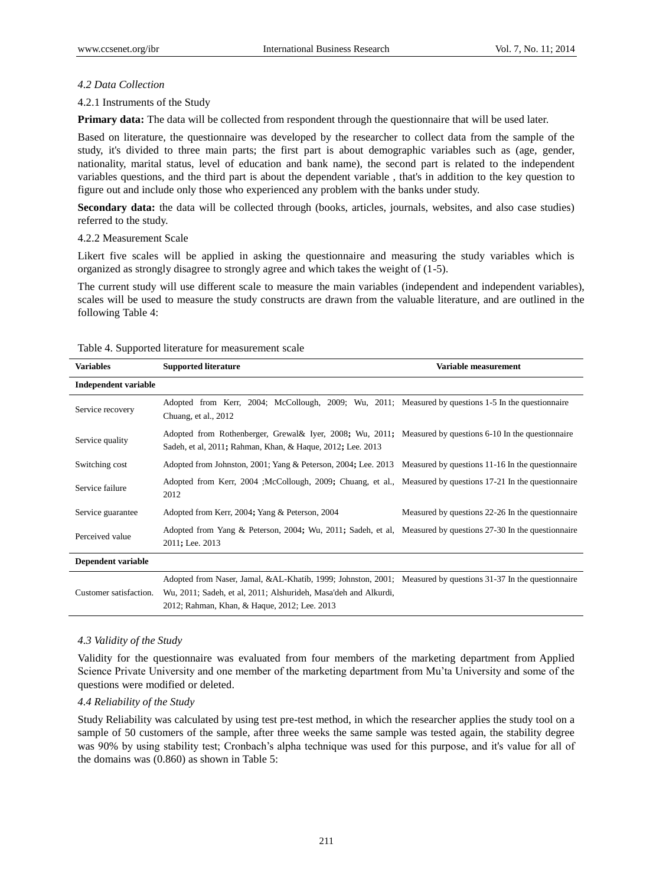### 4.2 Data Collection

4.2.1 Instruments of the Study

**Primary data:** The data will be collected from respondent through the questionnaire that will be used later.

Based on literature, the questionnaire was developed by the researcher to collect data from the sample of the study, it's divided to three main parts; the first part is about demographic variables such as (age, gender, nationality, marital status, level of education and bank name), the second part is related to the independent variables questions, and the third part is about the dependent variable , that's in addition to the key question to figure out and include only those who experienced any problem with the banks under study.

**Secondary data:** the data will be collected through (books, articles, journals, websites, and also case studies) referred to the study.

4.2.2 Measurement Scale

Likert five scales will be applied in asking the questionnaire and measuring the study variables which is organized as strongly disagree to strongly agree and which takes the weight of (1-5).

The current study will use different scale to measure the main variables (independent and independent variables), scales will be used to measure the study constructs are drawn from the valuable literature, and are outlined in the following Table 4:

Table 4. Supported literature for measurement scale

| **Variables** | **Supported literature** | **Variable measurement** |
|---|---|---|
| **Independent variable** | | |
| Service recovery | Adopted from Kerr, 2004; McCollough, 2009; Wu, 2011; Chuang, et al., 2012 | Measured by questions 1-5 In the questionnaire |
| Service quality | Adopted from Rothenberger, Grewal& Iyer, 2008; Wu, 2011; Sadeh, et al, 2011; Rahman, Khan, & Haque, 2012; Lee. 2013 | Measured by questions 6-10 In the questionnaire |
| Switching cost | Adopted from Johnston, 2001; Yang & Peterson, 2004; Lee. 2013 | Measured by questions 11-16 In the questionnaire |
| Service failure | Adopted from Kerr, 2004 ;McCollough, 2009; Chuang, et al., 2012 | Measured by questions 17-21 In the questionnaire |
| Service guarantee | Adopted from Kerr, 2004; Yang & Peterson, 2004 | Measured by questions 22-26 In the questionnaire |
| Perceived value | Adopted from Yang & Peterson, 2004; Wu, 2011; Sadeh, et al, 2011; Lee. 2013 | Measured by questions 27-30 In the questionnaire |
| **Dependent variable** | | |
| Customer satisfaction. | Adopted from Naser, Jamal, &AL-Khatib, 1999; Johnston, 2001; Wu, 2011; Sadeh, et al, 2011; Alshurideh, Masa'deh and Alkurdi, 2012; Rahman, Khan, & Haque, 2012; Lee. 2013 | Measured by questions 31-37 In the questionnaire |

### 4.3 Validity of the Study

Validity for the questionnaire was evaluated from four members of the marketing department from Applied Science Private University and one member of the marketing department from Mu'ta University and some of the questions were modified or deleted.

### 4.4 Reliability of the Study

Study Reliability was calculated by using test pre-test method, in which the researcher applies the study tool on a sample of 50 customers of the sample, after three weeks the same sample was tested again, the stability degree was 90% by using stability test; Cronbach's alpha technique was used for this purpose, and it's value for all of the domains was (0.860) as shown in Table 5: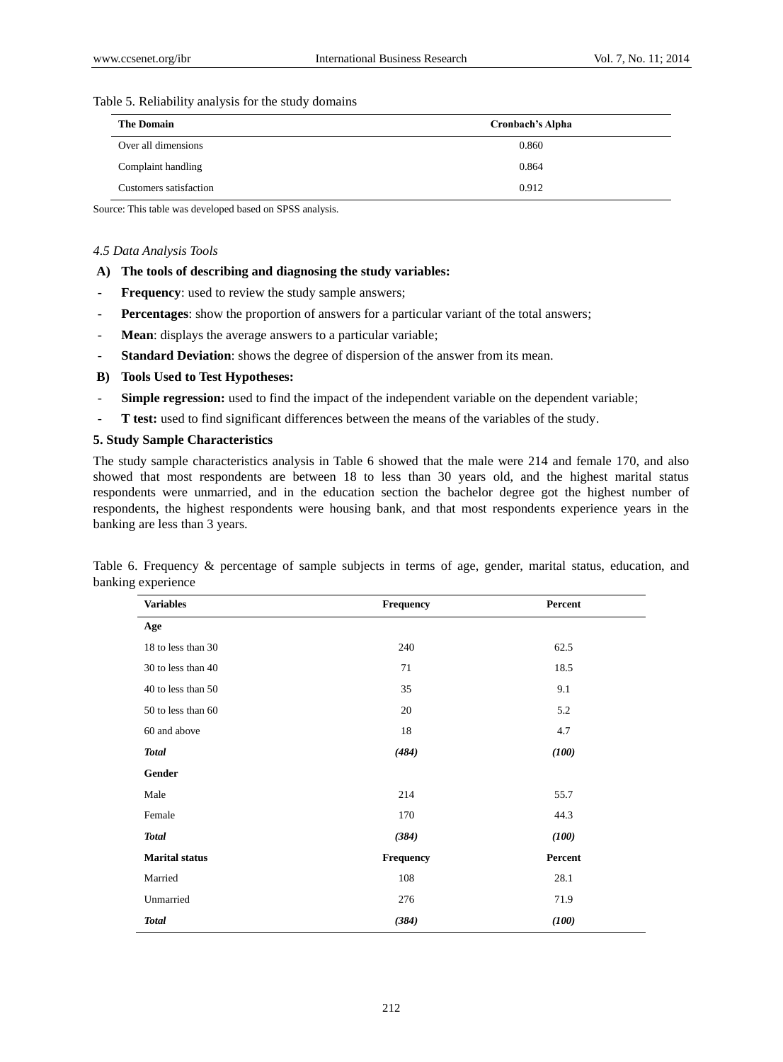Table 5. Reliability analysis for the study domains

| The Domain | Cronbach's Alpha |
|---|---|
| Over all dimensions | 0.860 |
| Complaint handling | 0.864 |
| Customers satisfaction | 0.912 |

Source: This table was developed based on SPSS analysis.

*4.5 Data Analysis Tools*

**A) The tools of describing and diagnosing the study variables:**

- **Frequency**: used to review the study sample answers;
- **Percentages**: show the proportion of answers for a particular variant of the total answers;
- **Mean**: displays the average answers to a particular variable;
- **Standard Deviation**: shows the degree of dispersion of the answer from its mean.

**B) Tools Used to Test Hypotheses:**

- **Simple regression:** used to find the impact of the independent variable on the dependent variable;
- **T test:** used to find significant differences between the means of the variables of the study.

## 5. Study Sample Characteristics

The study sample characteristics analysis in Table 6 showed that the male were 214 and female 170, and also showed that most respondents are between 18 to less than 30 years old, and the highest marital status respondents were unmarried, and in the education section the bachelor degree got the highest number of respondents, the highest respondents were housing bank, and that most respondents experience years in the banking are less than 3 years.

Table 6. Frequency & percentage of sample subjects in terms of age, gender, marital status, education, and banking experience

| Variables | Frequency | Percent |
|---|---|---|
| **Age** | | |
| 18 to less than 30 | 240 | 62.5 |
| 30 to less than 40 | 71 | 18.5 |
| 40 to less than 50 | 35 | 9.1 |
| 50 to less than 60 | 20 | 5.2 |
| 60 and above | 18 | 4.7 |
| ***Total*** | ***(484)*** | ***(100)*** |
| **Gender** | | |
| Male | 214 | 55.7 |
| Female | 170 | 44.3 |
| ***Total*** | ***(384)*** | ***(100)*** |
| **Marital status** | **Frequency** | **Percent** |
| Married | 108 | 28.1 |
| Unmarried | 276 | 71.9 |
| ***Total*** | ***(384)*** | ***(100)*** |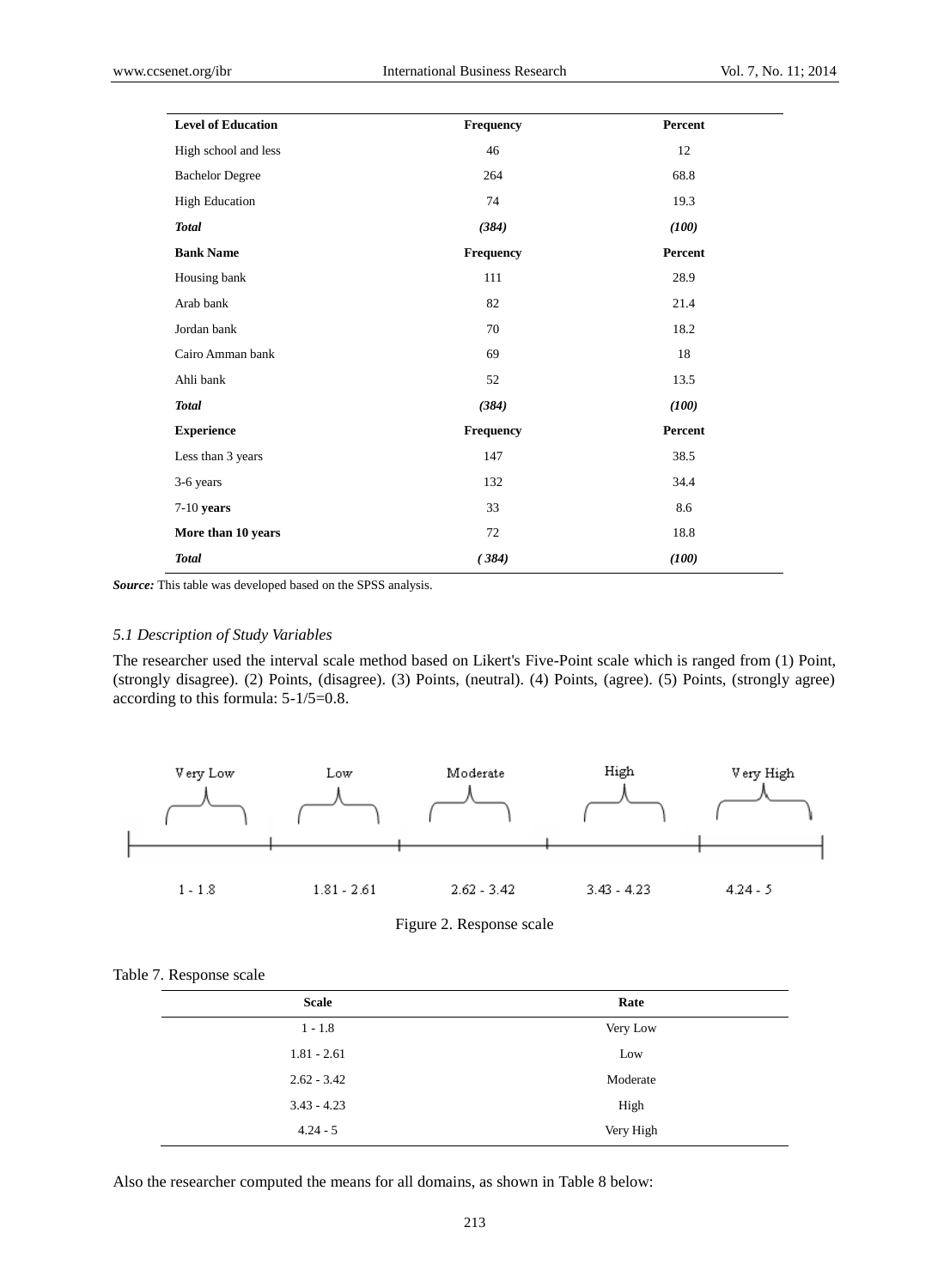| Level of Education | Frequency | Percent |
|---|---|---|
| High school and less | 46 | 12 |
| Bachelor Degree | 264 | 68.8 |
| High Education | 74 | 19.3 |
| ***Total*** | ***(384)*** | ***(100)*** |
| **Bank Name** | **Frequency** | **Percent** |
| Housing bank | 111 | 28.9 |
| Arab bank | 82 | 21.4 |
| Jordan bank | 70 | 18.2 |
| Cairo Amman bank | 69 | 18 |
| Ahli bank | 52 | 13.5 |
| ***Total*** | ***(384)*** | ***(100)*** |
| **Experience** | **Frequency** | **Percent** |
| Less than 3 years | 147 | 38.5 |
| 3-6 years | 132 | 34.4 |
| 7-10 **years** | 33 | 8.6 |
| **More than 10 years** | 72 | 18.8 |
| ***Total*** | ***( 384)*** | ***(100)*** |

***Source:*** This table was developed based on the SPSS analysis.

### *5.1 Description of Study Variables*

The researcher used the interval scale method based on Likert's Five-Point scale which is ranged from (1) Point, (strongly disagree). (2) Points, (disagree). (3) Points, (neutral). (4) Points, (agree). (5) Points, (strongly agree) according to this formula: 5-1/5=0.8.

| Very Low | Low | Moderate | High | Very High |
|---|---|---|---|---|
| 1 - 1.8 | 1.81 - 2.61 | 2.62 - 3.42 | 3.43 - 4.23 | 4.24 - 5 |

Figure 2. Response scale

Table 7. Response scale

| Scale | Rate |
|---|---|
| 1 - 1.8 | Very Low |
| 1.81 - 2.61 | Low |
| 2.62 - 3.42 | Moderate |
| 3.43 - 4.23 | High |
| 4.24 - 5 | Very High |

Also the researcher computed the means for all domains, as shown in Table 8 below: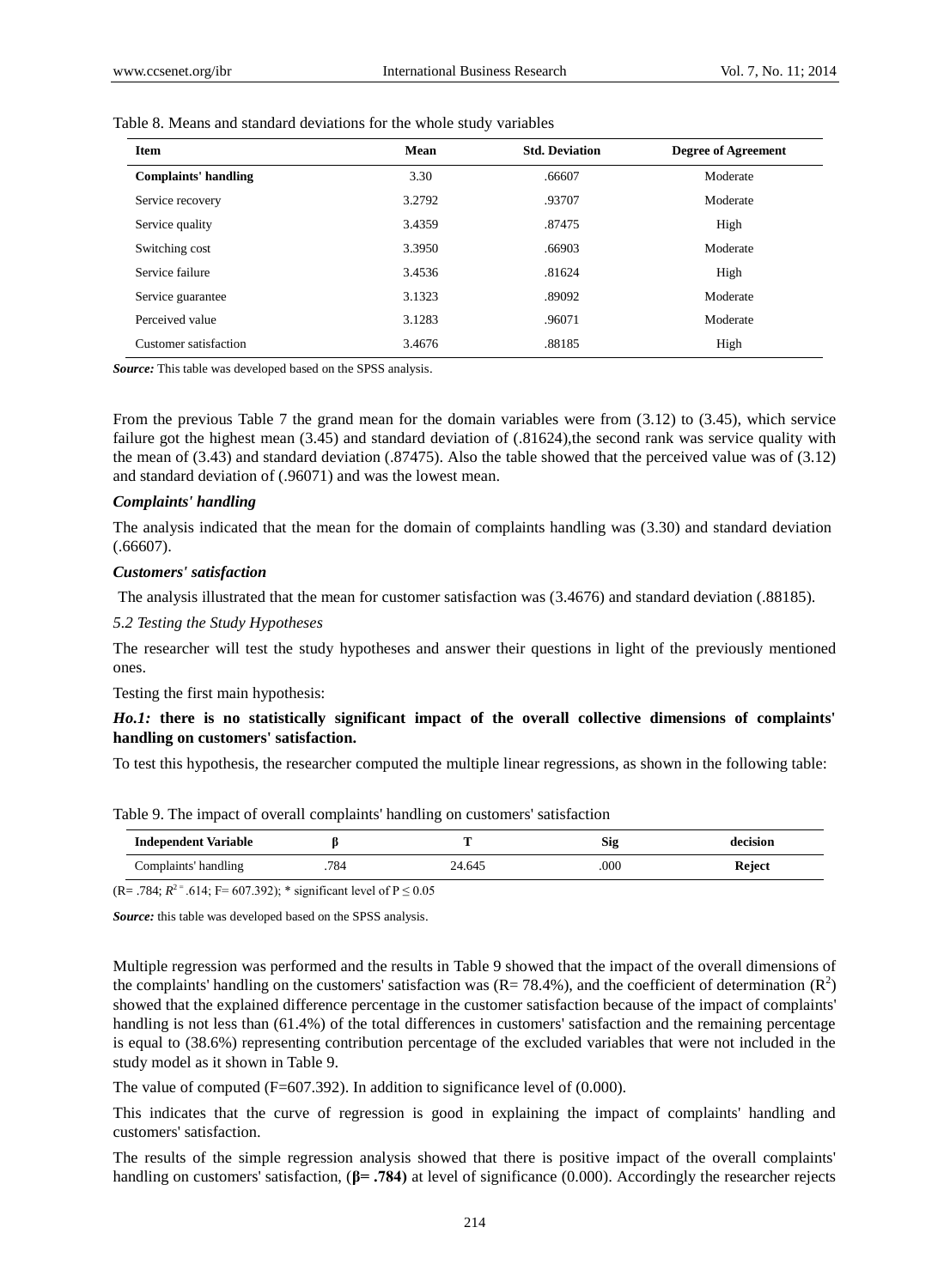Table 8. Means and standard deviations for the whole study variables

| Item | Mean | Std. Deviation | Degree of Agreement |
|---|---|---|---|
| **Complaints' handling** | 3.30 | .66607 | Moderate |
| Service recovery | 3.2792 | .93707 | Moderate |
| Service quality | 3.4359 | .87475 | High |
| Switching cost | 3.3950 | .66903 | Moderate |
| Service failure | 3.4536 | .81624 | High |
| Service guarantee | 3.1323 | .89092 | Moderate |
| Perceived value | 3.1283 | .96071 | Moderate |
| Customer satisfaction | 3.4676 | .88185 | High |

***Source:*** This table was developed based on the SPSS analysis.

From the previous Table 7 the grand mean for the domain variables were from (3.12) to (3.45), which service failure got the highest mean (3.45) and standard deviation of (.81624),the second rank was service quality with the mean of (3.43) and standard deviation (.87475). Also the table showed that the perceived value was of (3.12) and standard deviation of (.96071) and was the lowest mean.

***Complaints' handling***

The analysis indicated that the mean for the domain of complaints handling was (3.30) and standard deviation (.66607).

***Customers' satisfaction***

The analysis illustrated that the mean for customer satisfaction was (3.4676) and standard deviation (.88185).

*5.2 Testing the Study Hypotheses*

The researcher will test the study hypotheses and answer their questions in light of the previously mentioned ones.

Testing the first main hypothesis:

***Ho.1:*** **there is no statistically significant impact of the overall collective dimensions of complaints' handling on customers' satisfaction.**

To test this hypothesis, the researcher computed the multiple linear regressions, as shown in the following table:

Table 9. The impact of overall complaints' handling on customers' satisfaction

| Independent Variable | β | T | Sig | decision |
|---|---|---|---|---|
| Complaints' handling | .784 | 24.645 | .000 | **Reject** |

(R= .784; $R^2$ = .614; F= 607.392); * significant level of $P \leq 0.05$

***Source:*** this table was developed based on the SPSS analysis.

Multiple regression was performed and the results in Table 9 showed that the impact of the overall dimensions of the complaints' handling on the customers' satisfaction was (R= 78.4%), and the coefficient of determination ($R^2$) showed that the explained difference percentage in the customer satisfaction because of the impact of complaints' handling is not less than (61.4%) of the total differences in customers' satisfaction and the remaining percentage is equal to (38.6%) representing contribution percentage of the excluded variables that were not included in the study model as it shown in Table 9.

The value of computed (F=607.392). In addition to significance level of (0.000).

This indicates that the curve of regression is good in explaining the impact of complaints' handling and customers' satisfaction.

The results of the simple regression analysis showed that there is positive impact of the overall complaints' handling on customers' satisfaction, (**β= .784**) at level of significance (0.000). Accordingly the researcher rejects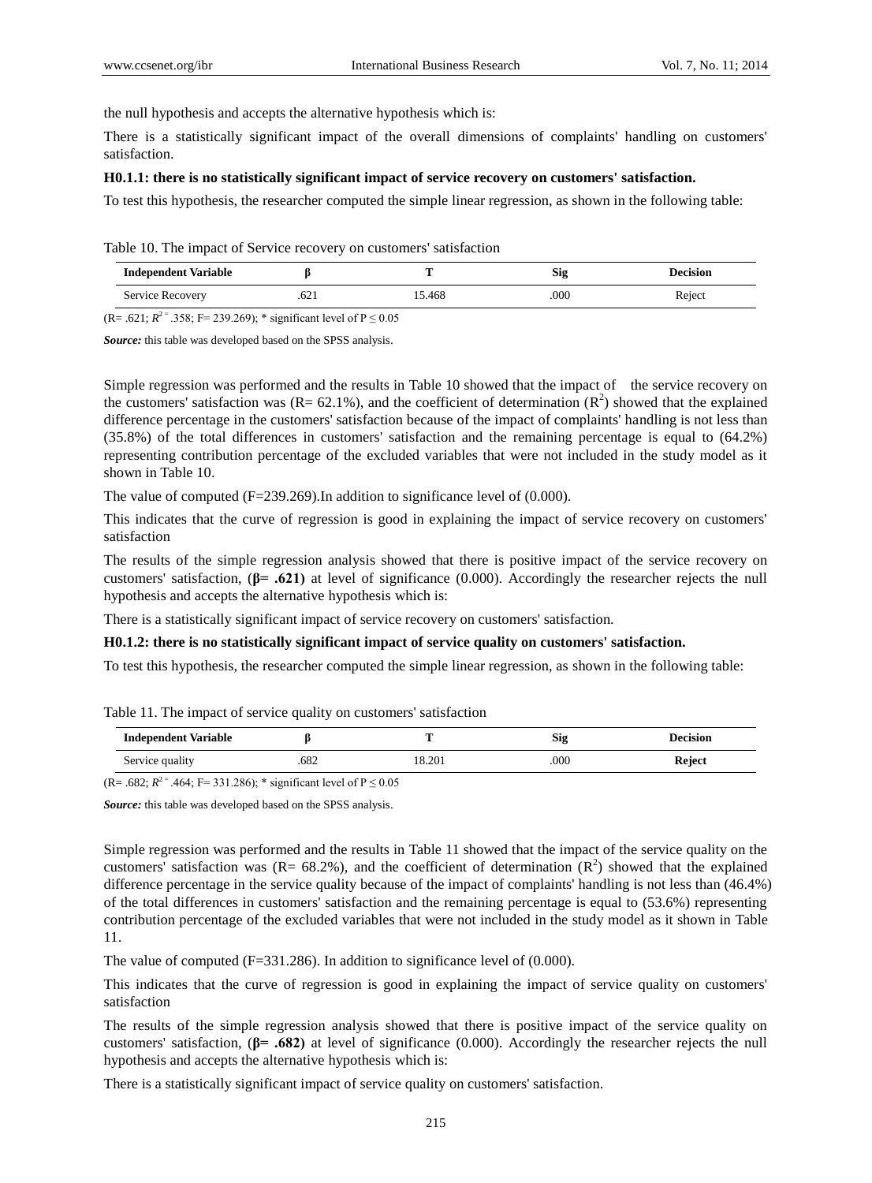the null hypothesis and accepts the alternative hypothesis which is:

There is a statistically significant impact of the overall dimensions of complaints' handling on customers' satisfaction.

**H0.1.1: there is no statistically significant impact of service recovery on customers' satisfaction.**

To test this hypothesis, the researcher computed the simple linear regression, as shown in the following table:

Table 10. The impact of Service recovery on customers' satisfaction

| Independent Variable | β | T | Sig | Decision |
|---|---|---|---|---|
| Service Recovery | .621 | 15.468 | .000 | Reject |

(R= .621; $R^2$ = .358; F= 239.269); * significant level of P ≤ 0.05

***Source:*** this table was developed based on the SPSS analysis.

Simple regression was performed and the results in Table 10 showed that the impact of the service recovery on the customers' satisfaction was (R= 62.1%), and the coefficient of determination ($R^2$) showed that the explained difference percentage in the customers' satisfaction because of the impact of complaints' handling is not less than (35.8%) of the total differences in customers' satisfaction and the remaining percentage is equal to (64.2%) representing contribution percentage of the excluded variables that were not included in the study model as it shown in Table 10.

The value of computed (F=239.269).In addition to significance level of (0.000).

This indicates that the curve of regression is good in explaining the impact of service recovery on customers' satisfaction

The results of the simple regression analysis showed that there is positive impact of the service recovery on customers' satisfaction, (**β= .621)** at level of significance (0.000). Accordingly the researcher rejects the null hypothesis and accepts the alternative hypothesis which is:

There is a statistically significant impact of service recovery on customers' satisfaction.

**H0.1.2: there is no statistically significant impact of service quality on customers' satisfaction.**

To test this hypothesis, the researcher computed the simple linear regression, as shown in the following table:

Table 11. The impact of service quality on customers' satisfaction

| Independent Variable | β | T | Sig | Decision |
|---|---|---|---|---|
| Service quality | .682 | 18.201 | .000 | **Reject** |

(R= .682; $R^2$ = .464; F= 331.286); * significant level of P ≤ 0.05

***Source:*** this table was developed based on the SPSS analysis.

Simple regression was performed and the results in Table 11 showed that the impact of the service quality on the customers' satisfaction was (R= 68.2%), and the coefficient of determination ($R^2$) showed that the explained difference percentage in the service quality because of the impact of complaints' handling is not less than (46.4%) of the total differences in customers' satisfaction and the remaining percentage is equal to (53.6%) representing contribution percentage of the excluded variables that were not included in the study model as it shown in Table 11.

The value of computed (F=331.286). In addition to significance level of (0.000).

This indicates that the curve of regression is good in explaining the impact of service quality on customers' satisfaction

The results of the simple regression analysis showed that there is positive impact of the service quality on customers' satisfaction, (**β= .682)** at level of significance (0.000). Accordingly the researcher rejects the null hypothesis and accepts the alternative hypothesis which is:

There is a statistically significant impact of service quality on customers' satisfaction.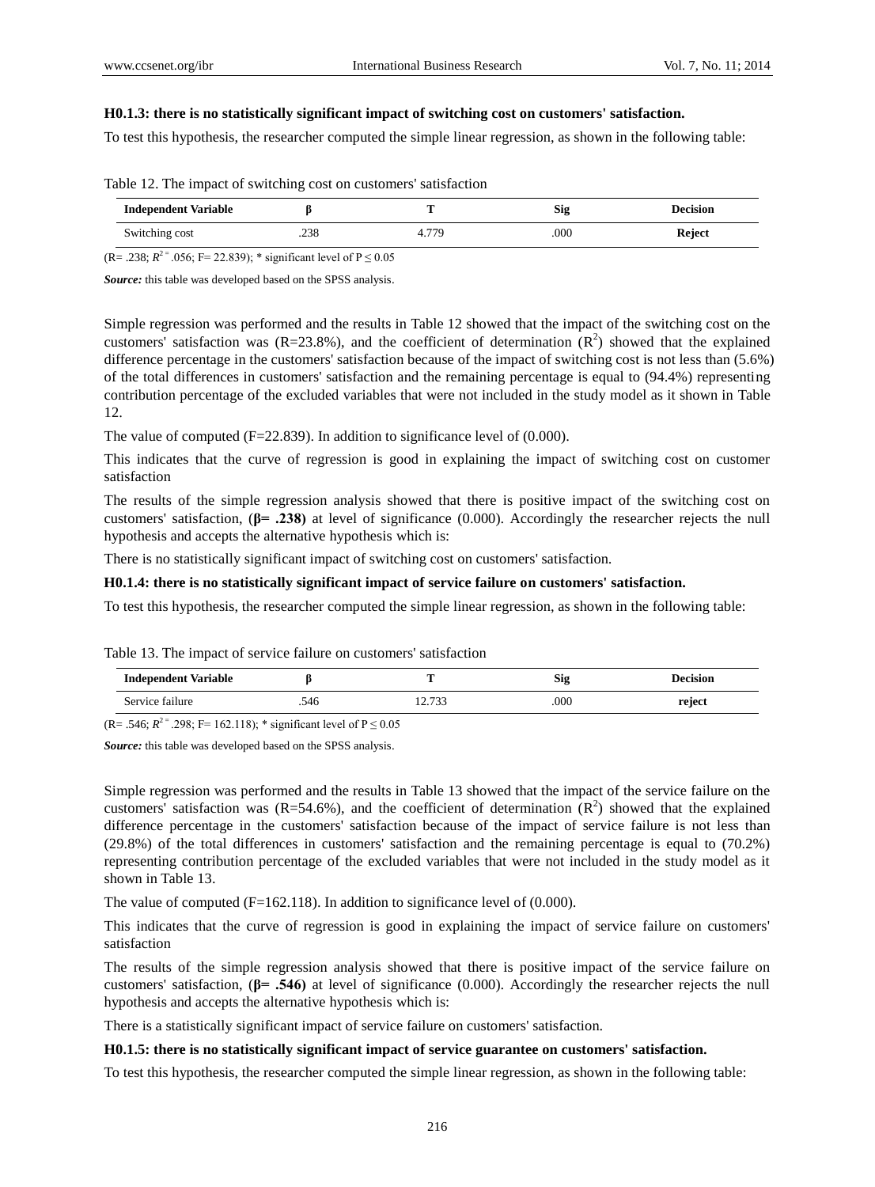**H0.1.3: there is no statistically significant impact of switching cost on customers' satisfaction.**

To test this hypothesis, the researcher computed the simple linear regression, as shown in the following table:

Table 12. The impact of switching cost on customers' satisfaction

| Independent Variable | β | T | Sig | Decision |
|---|---|---|---|---|
| Switching cost | .238 | 4.779 | .000 | **Reject** |

(R= .238; $R^2$ = .056; F= 22.839); * significant level of P ≤ 0.05

***Source:*** this table was developed based on the SPSS analysis.

Simple regression was performed and the results in Table 12 showed that the impact of the switching cost on the customers' satisfaction was (R=23.8%), and the coefficient of determination ($R^2$) showed that the explained difference percentage in the customers' satisfaction because of the impact of switching cost is not less than (5.6%) of the total differences in customers' satisfaction and the remaining percentage is equal to (94.4%) representing contribution percentage of the excluded variables that were not included in the study model as it shown in Table 12.

The value of computed (F=22.839). In addition to significance level of (0.000).

This indicates that the curve of regression is good in explaining the impact of switching cost on customer satisfaction

The results of the simple regression analysis showed that there is positive impact of the switching cost on customers' satisfaction, (**β= .238)** at level of significance (0.000). Accordingly the researcher rejects the null hypothesis and accepts the alternative hypothesis which is:

There is no statistically significant impact of switching cost on customers' satisfaction.

**H0.1.4: there is no statistically significant impact of service failure on customers' satisfaction.**

To test this hypothesis, the researcher computed the simple linear regression, as shown in the following table:

Table 13. The impact of service failure on customers' satisfaction

| Independent Variable | β | T | Sig | Decision |
|---|---|---|---|---|
| Service failure | .546 | 12.733 | .000 | **reject** |

(R= .546; $R^2$ = .298; F= 162.118); * significant level of P ≤ 0.05

***Source:*** this table was developed based on the SPSS analysis.

Simple regression was performed and the results in Table 13 showed that the impact of the service failure on the customers' satisfaction was (R=54.6%), and the coefficient of determination ($R^2$) showed that the explained difference percentage in the customers' satisfaction because of the impact of service failure is not less than (29.8%) of the total differences in customers' satisfaction and the remaining percentage is equal to (70.2%) representing contribution percentage of the excluded variables that were not included in the study model as it shown in Table 13.

The value of computed (F=162.118). In addition to significance level of (0.000).

This indicates that the curve of regression is good in explaining the impact of service failure on customers' satisfaction

The results of the simple regression analysis showed that there is positive impact of the service failure on customers' satisfaction, (**β= .546)** at level of significance (0.000). Accordingly the researcher rejects the null hypothesis and accepts the alternative hypothesis which is:

There is a statistically significant impact of service failure on customers' satisfaction.

**H0.1.5: there is no statistically significant impact of service guarantee on customers' satisfaction.**

To test this hypothesis, the researcher computed the simple linear regression, as shown in the following table: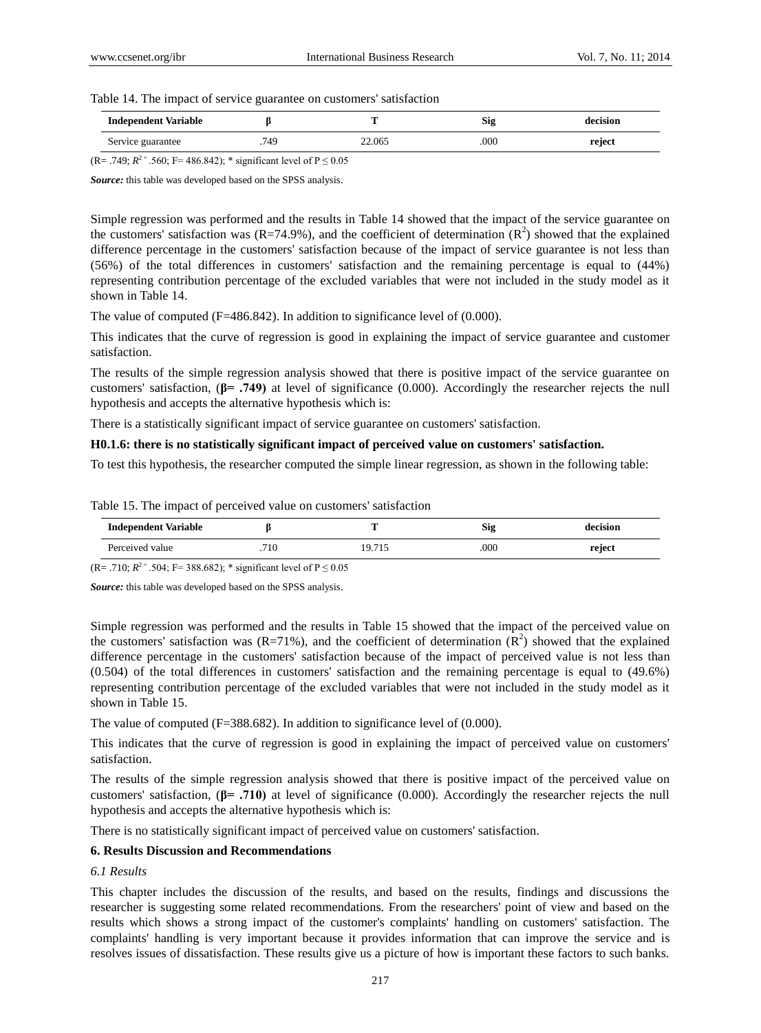Table 14. The impact of service guarantee on customers' satisfaction

| Independent Variable | β | T | Sig | decision |
|---|---|---|---|---|
| Service guarantee | .749 | 22.065 | .000 | **reject** |

(R= .749; $R^2$ = .560; F= 486.842); * significant level of P ≤ 0.05

***Source:*** this table was developed based on the SPSS analysis.

Simple regression was performed and the results in Table 14 showed that the impact of the service guarantee on the customers' satisfaction was (R=74.9%), and the coefficient of determination ($R^2$) showed that the explained difference percentage in the customers' satisfaction because of the impact of service guarantee is not less than (56%) of the total differences in customers' satisfaction and the remaining percentage is equal to (44%) representing contribution percentage of the excluded variables that were not included in the study model as it shown in Table 14.

The value of computed (F=486.842). In addition to significance level of (0.000).

This indicates that the curve of regression is good in explaining the impact of service guarantee and customer satisfaction.

The results of the simple regression analysis showed that there is positive impact of the service guarantee on customers' satisfaction, (**β= .749**) at level of significance (0.000). Accordingly the researcher rejects the null hypothesis and accepts the alternative hypothesis which is:

There is a statistically significant impact of service guarantee on customers' satisfaction.

**H0.1.6: there is no statistically significant impact of perceived value on customers' satisfaction.**

To test this hypothesis, the researcher computed the simple linear regression, as shown in the following table:

Table 15. The impact of perceived value on customers' satisfaction

| Independent Variable | β | T | Sig | decision |
|---|---|---|---|---|
| Perceived value | .710 | 19.715 | .000 | **reject** |

(R= .710; $R^2$ = .504; F= 388.682); * significant level of P ≤ 0.05

***Source:*** this table was developed based on the SPSS analysis.

Simple regression was performed and the results in Table 15 showed that the impact of the perceived value on the customers' satisfaction was (R=71%), and the coefficient of determination ($R^2$) showed that the explained difference percentage in the customers' satisfaction because of the impact of perceived value is not less than (0.504) of the total differences in customers' satisfaction and the remaining percentage is equal to (49.6%) representing contribution percentage of the excluded variables that were not included in the study model as it shown in Table 15.

The value of computed (F=388.682). In addition to significance level of (0.000).

This indicates that the curve of regression is good in explaining the impact of perceived value on customers' satisfaction.

The results of the simple regression analysis showed that there is positive impact of the perceived value on customers' satisfaction, (**β= .710**) at level of significance (0.000). Accordingly the researcher rejects the null hypothesis and accepts the alternative hypothesis which is:

There is no statistically significant impact of perceived value on customers' satisfaction.

## 6. Results Discussion and Recommendations

### *6.1 Results*

This chapter includes the discussion of the results, and based on the results, findings and discussions the researcher is suggesting some related recommendations. From the researchers' point of view and based on the results which shows a strong impact of the customer's complaints' handling on customers' satisfaction. The complaints' handling is very important because it provides information that can improve the service and is resolves issues of dissatisfaction. These results give us a picture of how is important these factors to such banks.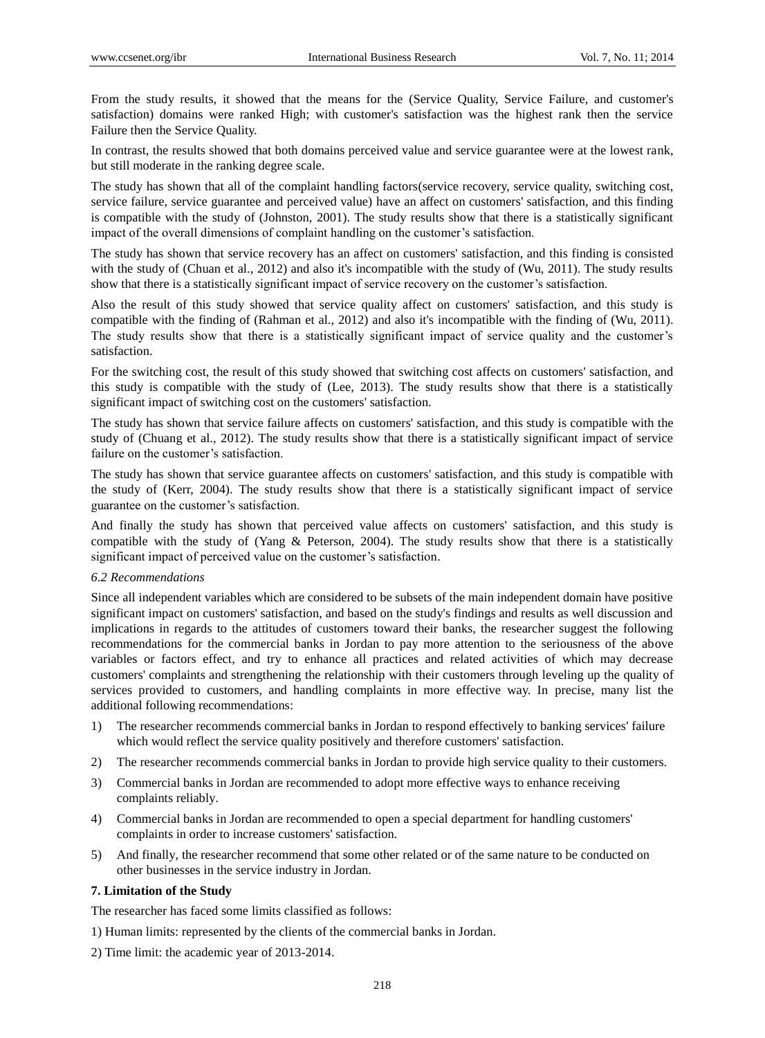From the study results, it showed that the means for the (Service Quality, Service Failure, and customer's satisfaction) domains were ranked High; with customer's satisfaction was the highest rank then the service Failure then the Service Quality.

In contrast, the results showed that both domains perceived value and service guarantee were at the lowest rank, but still moderate in the ranking degree scale.

The study has shown that all of the complaint handling factors(service recovery, service quality, switching cost, service failure, service guarantee and perceived value) have an affect on customers' satisfaction, and this finding is compatible with the study of (Johnston, 2001). The study results show that there is a statistically significant impact of the overall dimensions of complaint handling on the customer's satisfaction.

The study has shown that service recovery has an affect on customers' satisfaction, and this finding is consisted with the study of (Chuan et al., 2012) and also it's incompatible with the study of (Wu, 2011). The study results show that there is a statistically significant impact of service recovery on the customer's satisfaction.

Also the result of this study showed that service quality affect on customers' satisfaction, and this study is compatible with the finding of (Rahman et al., 2012) and also it's incompatible with the finding of (Wu, 2011). The study results show that there is a statistically significant impact of service quality and the customer's satisfaction.

For the switching cost, the result of this study showed that switching cost affects on customers' satisfaction, and this study is compatible with the study of (Lee, 2013). The study results show that there is a statistically significant impact of switching cost on the customers' satisfaction.

The study has shown that service failure affects on customers' satisfaction, and this study is compatible with the study of (Chuang et al., 2012). The study results show that there is a statistically significant impact of service failure on the customer's satisfaction.

The study has shown that service guarantee affects on customers' satisfaction, and this study is compatible with the study of (Kerr, 2004). The study results show that there is a statistically significant impact of service guarantee on the customer's satisfaction.

And finally the study has shown that perceived value affects on customers' satisfaction, and this study is compatible with the study of (Yang & Peterson, 2004). The study results show that there is a statistically significant impact of perceived value on the customer's satisfaction.

### *6.2 Recommendations*

Since all independent variables which are considered to be subsets of the main independent domain have positive significant impact on customers' satisfaction, and based on the study's findings and results as well discussion and implications in regards to the attitudes of customers toward their banks, the researcher suggest the following recommendations for the commercial banks in Jordan to pay more attention to the seriousness of the above variables or factors effect, and try to enhance all practices and related activities of which may decrease customers' complaints and strengthening the relationship with their customers through leveling up the quality of services provided to customers, and handling complaints in more effective way. In precise, many list the additional following recommendations:

1) The researcher recommends commercial banks in Jordan to respond effectively to banking services' failure which would reflect the service quality positively and therefore customers' satisfaction.
2) The researcher recommends commercial banks in Jordan to provide high service quality to their customers.
3) Commercial banks in Jordan are recommended to adopt more effective ways to enhance receiving complaints reliably.
4) Commercial banks in Jordan are recommended to open a special department for handling customers' complaints in order to increase customers' satisfaction.
5) And finally, the researcher recommend that some other related or of the same nature to be conducted on other businesses in the service industry in Jordan.

## 7. Limitation of the Study

The researcher has faced some limits classified as follows:

1) Human limits: represented by the clients of the commercial banks in Jordan.

2) Time limit: the academic year of 2013-2014.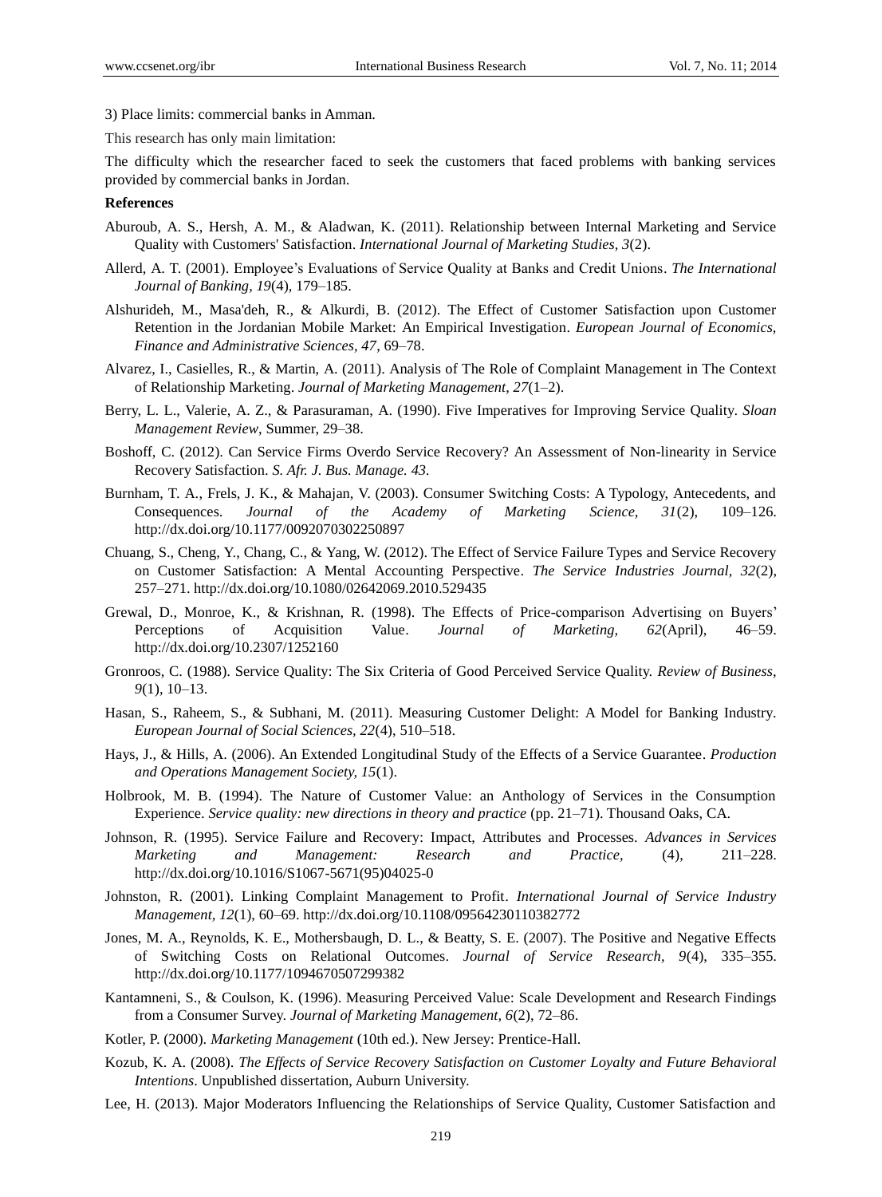3) Place limits: commercial banks in Amman.

This research has only main limitation:

The difficulty which the researcher faced to seek the customers that faced problems with banking services provided by commercial banks in Jordan.

**References**

Aburoub, A. S., Hersh, A. M., & Aladwan, K. (2011). Relationship between Internal Marketing and Service Quality with Customers' Satisfaction. *International Journal of Marketing Studies, 3*(2).

Allerd, A. T. (2001). Employee's Evaluations of Service Quality at Banks and Credit Unions. *The International Journal of Banking, 19*(4), 179–185.

Alshurideh, M., Masa'deh, R., & Alkurdi, B. (2012). The Effect of Customer Satisfaction upon Customer Retention in the Jordanian Mobile Market: An Empirical Investigation. *European Journal of Economics, Finance and Administrative Sciences, 47*, 69–78.

Alvarez, I., Casielles, R., & Martin, A. (2011). Analysis of The Role of Complaint Management in The Context of Relationship Marketing. *Journal of Marketing Management, 27*(1–2).

Berry, L. L., Valerie, A. Z., & Parasuraman, A. (1990). Five Imperatives for Improving Service Quality. *Sloan Management Review*, Summer, 29–38.

Boshoff, C. (2012). Can Service Firms Overdo Service Recovery? An Assessment of Non-linearity in Service Recovery Satisfaction. *S. Afr. J. Bus. Manage. 43.*

Burnham, T. A., Frels, J. K., & Mahajan, V. (2003). Consumer Switching Costs: A Typology, Antecedents, and Consequences. *Journal of the Academy of Marketing Science, 31*(2), 109–126. http://dx.doi.org/10.1177/0092070302250897

Chuang, S., Cheng, Y., Chang, C., & Yang, W. (2012). The Effect of Service Failure Types and Service Recovery on Customer Satisfaction: A Mental Accounting Perspective. *The Service Industries Journal, 32*(2), 257–271. http://dx.doi.org/10.1080/02642069.2010.529435

Grewal, D., Monroe, K., & Krishnan, R. (1998). The Effects of Price-comparison Advertising on Buyers' Perceptions of Acquisition Value. *Journal of Marketing, 62*(April), 46–59. http://dx.doi.org/10.2307/1252160

Gronroos, C. (1988). Service Quality: The Six Criteria of Good Perceived Service Quality. *Review of Business, 9*(1), 10–13.

Hasan, S., Raheem, S., & Subhani, M. (2011). Measuring Customer Delight: A Model for Banking Industry. *European Journal of Social Sciences, 22*(4), 510–518.

Hays, J., & Hills, A. (2006). An Extended Longitudinal Study of the Effects of a Service Guarantee. *Production and Operations Management Society, 15*(1).

Holbrook, M. B. (1994). The Nature of Customer Value: an Anthology of Services in the Consumption Experience. *Service quality: new directions in theory and practice* (pp. 21–71). Thousand Oaks, CA.

Johnson, R. (1995). Service Failure and Recovery: Impact, Attributes and Processes. *Advances in Services Marketing and Management: Research and Practice*, (4), 211–228. http://dx.doi.org/10.1016/S1067-5671(95)04025-0

Johnston, R. (2001). Linking Complaint Management to Profit. *International Journal of Service Industry Management, 12*(1), 60–69. http://dx.doi.org/10.1108/09564230110382772

Jones, M. A., Reynolds, K. E., Mothersbaugh, D. L., & Beatty, S. E. (2007). The Positive and Negative Effects of Switching Costs on Relational Outcomes. *Journal of Service Research, 9*(4), 335–355. http://dx.doi.org/10.1177/1094670507299382

Kantamneni, S., & Coulson, K. (1996). Measuring Perceived Value: Scale Development and Research Findings from a Consumer Survey. *Journal of Marketing Management, 6*(2), 72–86.

Kotler, P. (2000). *Marketing Management* (10th ed.). New Jersey: Prentice-Hall.

Kozub, K. A. (2008). *The Effects of Service Recovery Satisfaction on Customer Loyalty and Future Behavioral Intentions*. Unpublished dissertation, Auburn University.

Lee, H. (2013). Major Moderators Influencing the Relationships of Service Quality, Customer Satisfaction and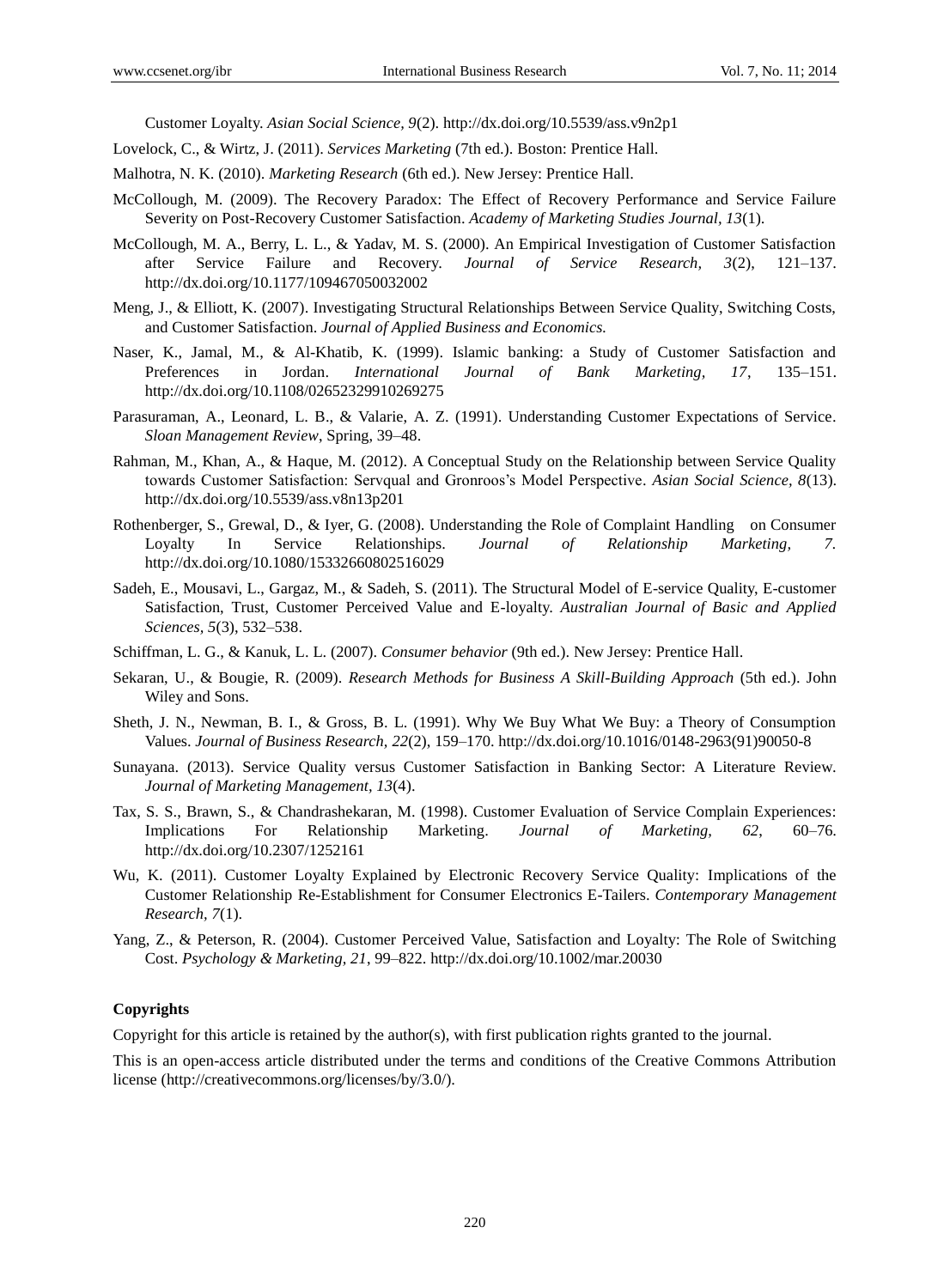Customer Loyalty. *Asian Social Science, 9*(2). http://dx.doi.org/10.5539/ass.v9n2p1

Lovelock, C., & Wirtz, J. (2011). *Services Marketing* (7th ed.). Boston: Prentice Hall.

Malhotra, N. K. (2010). *Marketing Research* (6th ed.). New Jersey: Prentice Hall.

McCollough, M. (2009). The Recovery Paradox: The Effect of Recovery Performance and Service Failure Severity on Post-Recovery Customer Satisfaction. *Academy of Marketing Studies Journal, 13*(1).

McCollough, M. A., Berry, L. L., & Yadav, M. S. (2000). An Empirical Investigation of Customer Satisfaction after Service Failure and Recovery. *Journal of Service Research, 3*(2), 121–137. http://dx.doi.org/10.1177/109467050032002

Meng, J., & Elliott, K. (2007). Investigating Structural Relationships Between Service Quality, Switching Costs, and Customer Satisfaction. *Journal of Applied Business and Economics.*

Naser, K., Jamal, M., & Al-Khatib, K. (1999). Islamic banking: a Study of Customer Satisfaction and Preferences in Jordan. *International Journal of Bank Marketing, 17*, 135–151. http://dx.doi.org/10.1108/02652329910269275

Parasuraman, A., Leonard, L. B., & Valarie, A. Z. (1991). Understanding Customer Expectations of Service. *Sloan Management Review*, Spring, 39–48.

Rahman, M., Khan, A., & Haque, M. (2012). A Conceptual Study on the Relationship between Service Quality towards Customer Satisfaction: Servqual and Gronroos's Model Perspective. *Asian Social Science, 8*(13). http://dx.doi.org/10.5539/ass.v8n13p201

Rothenberger, S., Grewal, D., & Iyer, G. (2008). Understanding the Role of Complaint Handling on Consumer Loyalty In Service Relationships. *Journal of Relationship Marketing, 7*. http://dx.doi.org/10.1080/15332660802516029

Sadeh, E., Mousavi, L., Gargaz, M., & Sadeh, S. (2011). The Structural Model of E-service Quality, E-customer Satisfaction, Trust, Customer Perceived Value and E-loyalty. *Australian Journal of Basic and Applied Sciences, 5*(3), 532–538.

Schiffman, L. G., & Kanuk, L. L. (2007). *Consumer behavior* (9th ed.). New Jersey: Prentice Hall.

Sekaran, U., & Bougie, R. (2009). *Research Methods for Business A Skill-Building Approach* (5th ed.). John Wiley and Sons.

Sheth, J. N., Newman, B. I., & Gross, B. L. (1991). Why We Buy What We Buy: a Theory of Consumption Values. *Journal of Business Research, 22*(2), 159–170. http://dx.doi.org/10.1016/0148-2963(91)90050-8

Sunayana. (2013). Service Quality versus Customer Satisfaction in Banking Sector: A Literature Review. *Journal of Marketing Management, 13*(4).

Tax, S. S., Brawn, S., & Chandrashekaran, M. (1998). Customer Evaluation of Service Complain Experiences: Implications For Relationship Marketing. *Journal of Marketing, 62*, 60–76. http://dx.doi.org/10.2307/1252161

Wu, K. (2011). Customer Loyalty Explained by Electronic Recovery Service Quality: Implications of the Customer Relationship Re-Establishment for Consumer Electronics E-Tailers. *Contemporary Management Research, 7*(1).

Yang, Z., & Peterson, R. (2004). Customer Perceived Value, Satisfaction and Loyalty: The Role of Switching Cost. *Psychology & Marketing, 21*, 99–822. http://dx.doi.org/10.1002/mar.20030

**Copyrights**

Copyright for this article is retained by the author(s), with first publication rights granted to the journal.

This is an open-access article distributed under the terms and conditions of the Creative Commons Attribution license (http://creativecommons.org/licenses/by/3.0/).